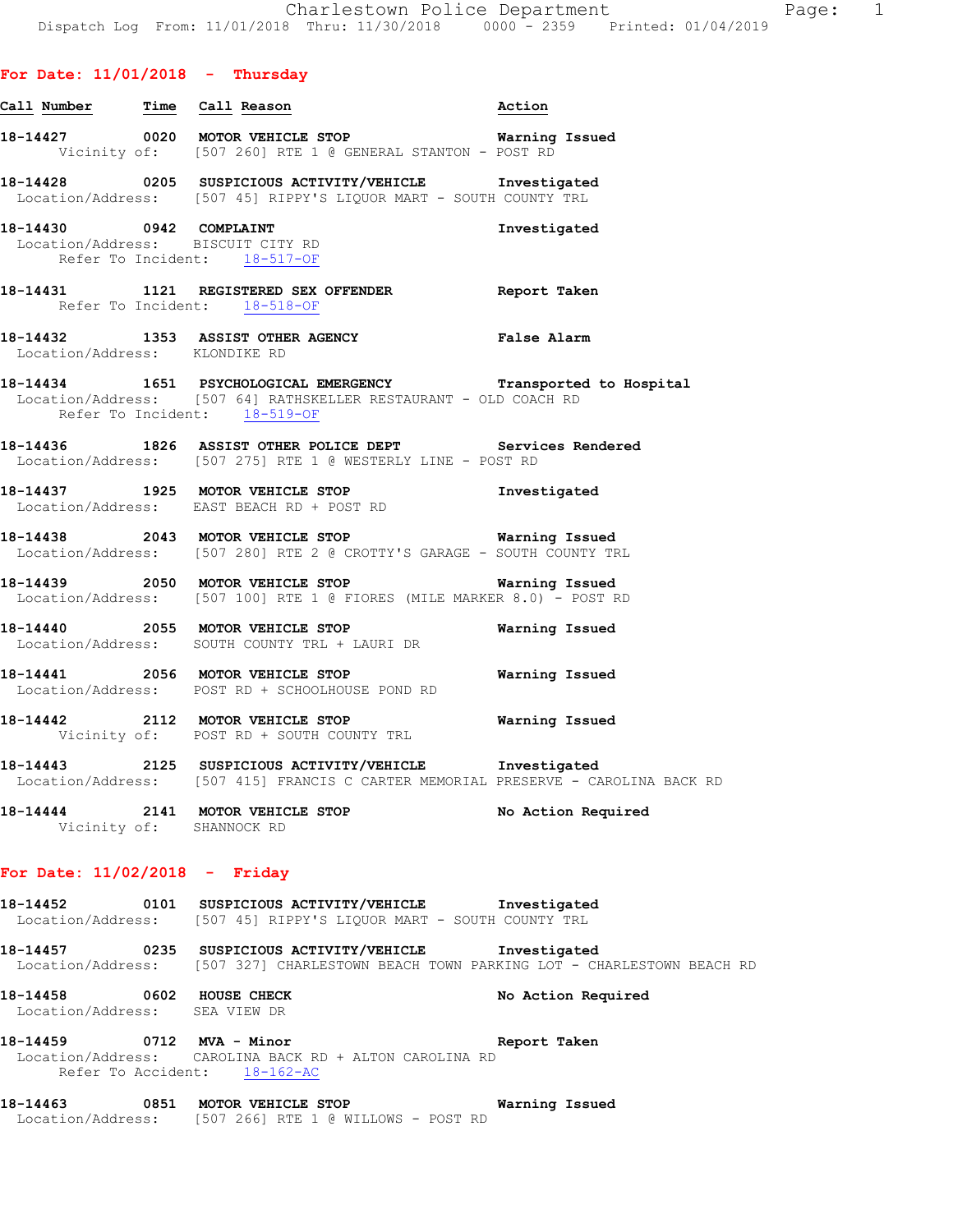Charlestown Police Department

Dispatch Log From: 11/01/2018 Thru: 11/30/2018 0000 - 2359 Printed: 01/04/2019

## For Date: 11/01/2018 - Thursday

| Call Number | Time | Call Reason | Action |
|---|---|---|---|
| 18-14427 | 0020 | MOTOR VEHICLE STOP | Warning Issued |
| | | Vicinity of: [507 260] RTE 1 @ GENERAL STANTON - POST RD | |
| 18-14428 | 0205 | SUSPICIOUS ACTIVITY/VEHICLE | Investigated |
| | | Location/Address: [507 45] RIPPY'S LIQUOR MART - SOUTH COUNTY TRL | |
| 18-14430 | 0942 | COMPLAINT | Investigated |
| | | Location/Address: BISCUIT CITY RD | |
| | | Refer To Incident: 18-517-OF | |
| 18-14431 | 1121 | REGISTERED SEX OFFENDER | Report Taken |
| | | Refer To Incident: 18-518-OF | |
| 18-14432 | 1353 | ASSIST OTHER AGENCY | False Alarm |
| | | Location/Address: KLONDIKE RD | |
| 18-14434 | 1651 | PSYCHOLOGICAL EMERGENCY | Transported to Hospital |
| | | Location/Address: [507 64] RATHSKELLER RESTAURANT - OLD COACH RD | |
| | | Refer To Incident: 18-519-OF | |
| 18-14436 | 1826 | ASSIST OTHER POLICE DEPT | Services Rendered |
| | | Location/Address: [507 275] RTE 1 @ WESTERLY LINE - POST RD | |
| 18-14437 | 1925 | MOTOR VEHICLE STOP | Investigated |
| | | Location/Address: EAST BEACH RD + POST RD | |
| 18-14438 | 2043 | MOTOR VEHICLE STOP | Warning Issued |
| | | Location/Address: [507 280] RTE 2 @ CROTTY'S GARAGE - SOUTH COUNTY TRL | |
| 18-14439 | 2050 | MOTOR VEHICLE STOP | Warning Issued |
| | | Location/Address: [507 100] RTE 1 @ FIORES (MILE MARKER 8.0) - POST RD | |
| 18-14440 | 2055 | MOTOR VEHICLE STOP | Warning Issued |
| | | Location/Address: SOUTH COUNTY TRL + LAURI DR | |
| 18-14441 | 2056 | MOTOR VEHICLE STOP | Warning Issued |
| | | Location/Address: POST RD + SCHOOLHOUSE POND RD | |
| 18-14442 | 2112 | MOTOR VEHICLE STOP | Warning Issued |
| | | Vicinity of: POST RD + SOUTH COUNTY TRL | |
| 18-14443 | 2125 | SUSPICIOUS ACTIVITY/VEHICLE | Investigated |
| | | Location/Address: [507 415] FRANCIS C CARTER MEMORIAL PRESERVE - CAROLINA BACK RD | |
| 18-14444 | 2141 | MOTOR VEHICLE STOP | No Action Required |
| | | Vicinity of: SHANNOCK RD | |

## For Date: 11/02/2018 - Friday

| Call Number | Time | Call Reason | Action |
|---|---|---|---|
| 18-14452 | 0101 | SUSPICIOUS ACTIVITY/VEHICLE | Investigated |
| | | Location/Address: [507 45] RIPPY'S LIQUOR MART - SOUTH COUNTY TRL | |
| 18-14457 | 0235 | SUSPICIOUS ACTIVITY/VEHICLE | Investigated |
| | | Location/Address: [507 327] CHARLESTOWN BEACH TOWN PARKING LOT - CHARLESTOWN BEACH RD | |
| 18-14458 | 0602 | HOUSE CHECK | No Action Required |
| | | Location/Address: SEA VIEW DR | |
| 18-14459 | 0712 | MVA - Minor | Report Taken |
| | | Location/Address: CAROLINA BACK RD + ALTON CAROLINA RD | |
| | | Refer To Accident: 18-162-AC | |
| 18-14463 | 0851 | MOTOR VEHICLE STOP | Warning Issued |
| | | Location/Address: [507 266] RTE 1 @ WILLOWS - POST RD | |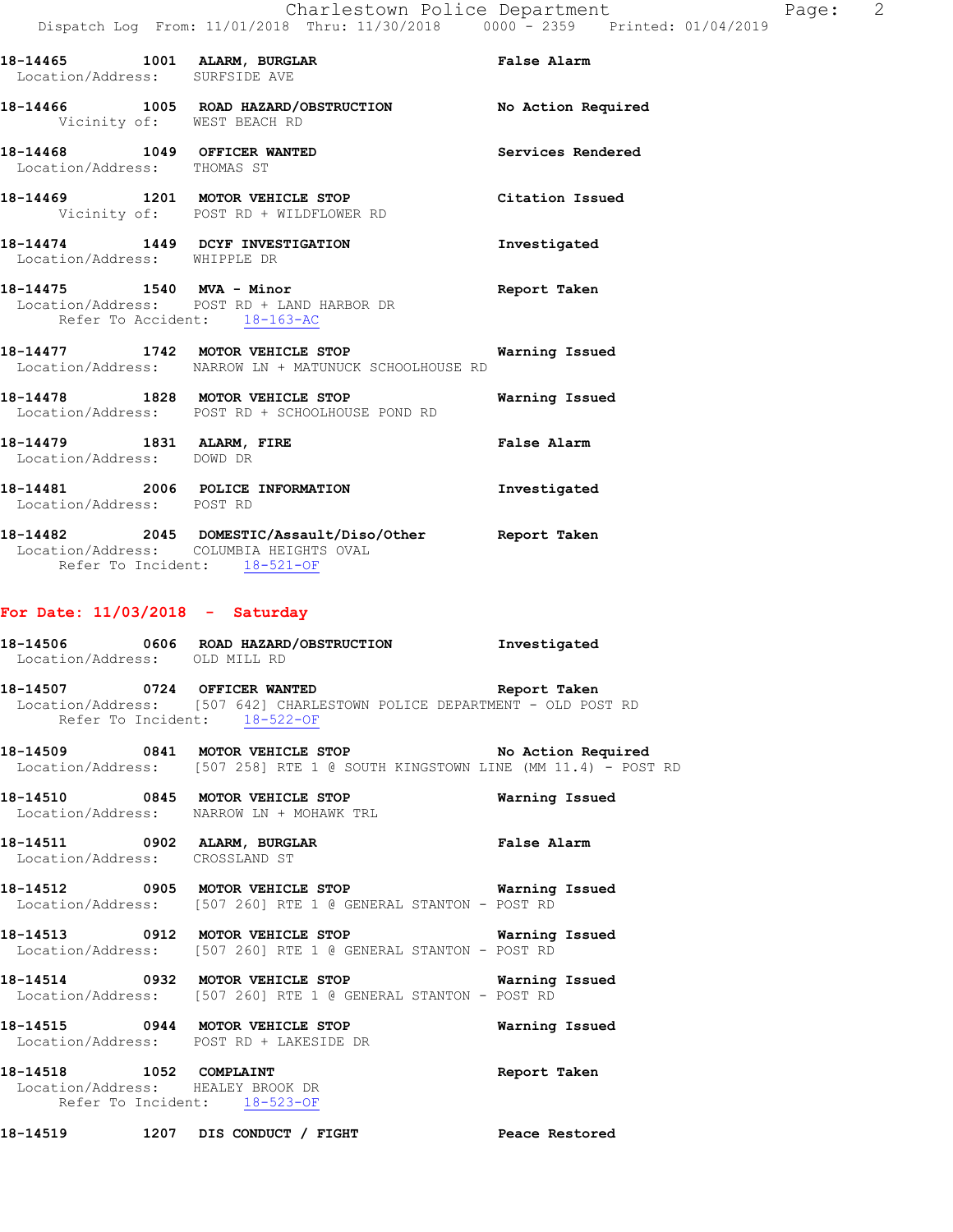**18-14465 1001 ALARM, BURGLAR** False Alarm
Location/Address: SURFSIDE AVE

**18-14466 1005 ROAD HAZARD/OBSTRUCTION** No Action Required
Vicinity of: WEST BEACH RD

**18-14468 1049 OFFICER WANTED** Services Rendered
Location/Address: THOMAS ST

**18-14469 1201 MOTOR VEHICLE STOP** Citation Issued
Vicinity of: POST RD + WILDFLOWER RD

**18-14474 1449 DCYF INVESTIGATION** Investigated
Location/Address: WHIPPLE DR

**18-14475 1540 MVA - Minor** Report Taken
Location/Address: POST RD + LAND HARBOR DR
Refer To Accident: 18-163-AC

**18-14477 1742 MOTOR VEHICLE STOP** Warning Issued
Location/Address: NARROW LN + MATUNUCK SCHOOLHOUSE RD

**18-14478 1828 MOTOR VEHICLE STOP** Warning Issued
Location/Address: POST RD + SCHOOLHOUSE POND RD

**18-14479 1831 ALARM, FIRE** False Alarm
Location/Address: DOWD DR

**18-14481 2006 POLICE INFORMATION** Investigated
Location/Address: POST RD

**18-14482 2045 DOMESTIC/Assault/Diso/Other** Report Taken
Location/Address: COLUMBIA HEIGHTS OVAL
Refer To Incident: 18-521-OF

## For Date: 11/03/2018 - Saturday

**18-14506 0606 ROAD HAZARD/OBSTRUCTION** Investigated
Location/Address: OLD MILL RD

**18-14507 0724 OFFICER WANTED** Report Taken
Location/Address: [507 642] CHARLESTOWN POLICE DEPARTMENT - OLD POST RD
Refer To Incident: 18-522-OF

**18-14509 0841 MOTOR VEHICLE STOP** No Action Required
Location/Address: [507 258] RTE 1 @ SOUTH KINGSTOWN LINE (MM 11.4) - POST RD

**18-14510 0845 MOTOR VEHICLE STOP** Warning Issued
Location/Address: NARROW LN + MOHAWK TRL

**18-14511 0902 ALARM, BURGLAR** False Alarm
Location/Address: CROSSLAND ST

**18-14512 0905 MOTOR VEHICLE STOP** Warning Issued
Location/Address: [507 260] RTE 1 @ GENERAL STANTON - POST RD

**18-14513 0912 MOTOR VEHICLE STOP** Warning Issued
Location/Address: [507 260] RTE 1 @ GENERAL STANTON - POST RD

**18-14514 0932 MOTOR VEHICLE STOP** Warning Issued
Location/Address: [507 260] RTE 1 @ GENERAL STANTON - POST RD

**18-14515 0944 MOTOR VEHICLE STOP** Warning Issued
Location/Address: POST RD + LAKESIDE DR

**18-14518 1052 COMPLAINT** Report Taken
Location/Address: HEALEY BROOK DR
Refer To Incident: 18-523-OF

**18-14519 1207 DIS CONDUCT / FIGHT** Peace Restored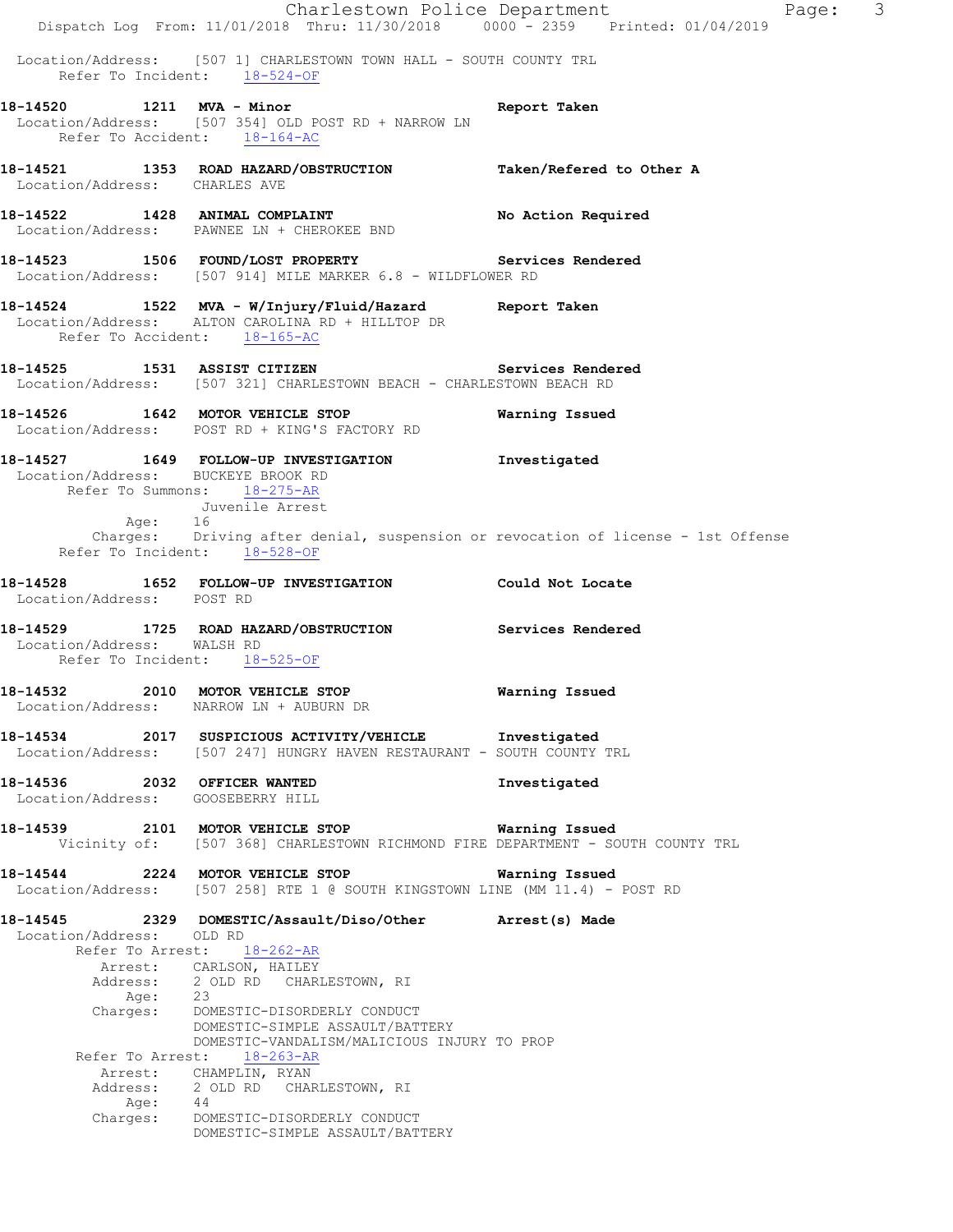Location/Address: [507 1] CHARLESTOWN TOWN HALL - SOUTH COUNTY TRL
Refer To Incident: 18-524-OF

**18-14520 1211 MVA - Minor** — **Report Taken**
Location/Address: [507 354] OLD POST RD + NARROW LN
Refer To Accident: 18-164-AC

**18-14521 1353 ROAD HAZARD/OBSTRUCTION** — **Taken/Refered to Other A**
Location/Address: CHARLES AVE

**18-14522 1428 ANIMAL COMPLAINT** — **No Action Required**
Location/Address: PAWNEE LN + CHEROKEE BND

**18-14523 1506 FOUND/LOST PROPERTY** — **Services Rendered**
Location/Address: [507 914] MILE MARKER 6.8 - WILDFLOWER RD

**18-14524 1522 MVA - W/Injury/Fluid/Hazard** — **Report Taken**
Location/Address: ALTON CAROLINA RD + HILLTOP DR
Refer To Accident: 18-165-AC

**18-14525 1531 ASSIST CITIZEN** — **Services Rendered**
Location/Address: [507 321] CHARLESTOWN BEACH - CHARLESTOWN BEACH RD

**18-14526 1642 MOTOR VEHICLE STOP** — **Warning Issued**
Location/Address: POST RD + KING'S FACTORY RD

**18-14527 1649 FOLLOW-UP INVESTIGATION** — **Investigated**
Location/Address: BUCKEYE BROOK RD
Refer To Summons: 18-275-AR
Juvenile Arrest
Age: 16
Charges: Driving after denial, suspension or revocation of license - 1st Offense
Refer To Incident: 18-528-OF

**18-14528 1652 FOLLOW-UP INVESTIGATION** — **Could Not Locate**
Location/Address: POST RD

**18-14529 1725 ROAD HAZARD/OBSTRUCTION** — **Services Rendered**
Location/Address: WALSH RD
Refer To Incident: 18-525-OF

**18-14532 2010 MOTOR VEHICLE STOP** — **Warning Issued**
Location/Address: NARROW LN + AUBURN DR

**18-14534 2017 SUSPICIOUS ACTIVITY/VEHICLE** — **Investigated**
Location/Address: [507 247] HUNGRY HAVEN RESTAURANT - SOUTH COUNTY TRL

**18-14536 2032 OFFICER WANTED** — **Investigated**
Location/Address: GOOSEBERRY HILL

**18-14539 2101 MOTOR VEHICLE STOP** — **Warning Issued**
Vicinity of: [507 368] CHARLESTOWN RICHMOND FIRE DEPARTMENT - SOUTH COUNTY TRL

**18-14544 2224 MOTOR VEHICLE STOP** — **Warning Issued**
Location/Address: [507 258] RTE 1 @ SOUTH KINGSTOWN LINE (MM 11.4) - POST RD

**18-14545 2329 DOMESTIC/Assault/Diso/Other** — **Arrest(s) Made**
Location/Address: OLD RD
Refer To Arrest: 18-262-AR
Arrest: CARLSON, HAILEY
Address: 2 OLD RD CHARLESTOWN, RI
Age: 23
Charges: DOMESTIC-DISORDERLY CONDUCT
DOMESTIC-SIMPLE ASSAULT/BATTERY
DOMESTIC-VANDALISM/MALICIOUS INJURY TO PROP
Refer To Arrest: 18-263-AR
Arrest: CHAMPLIN, RYAN
Address: 2 OLD RD CHARLESTOWN, RI
Age: 44
Charges: DOMESTIC-DISORDERLY CONDUCT
DOMESTIC-SIMPLE ASSAULT/BATTERY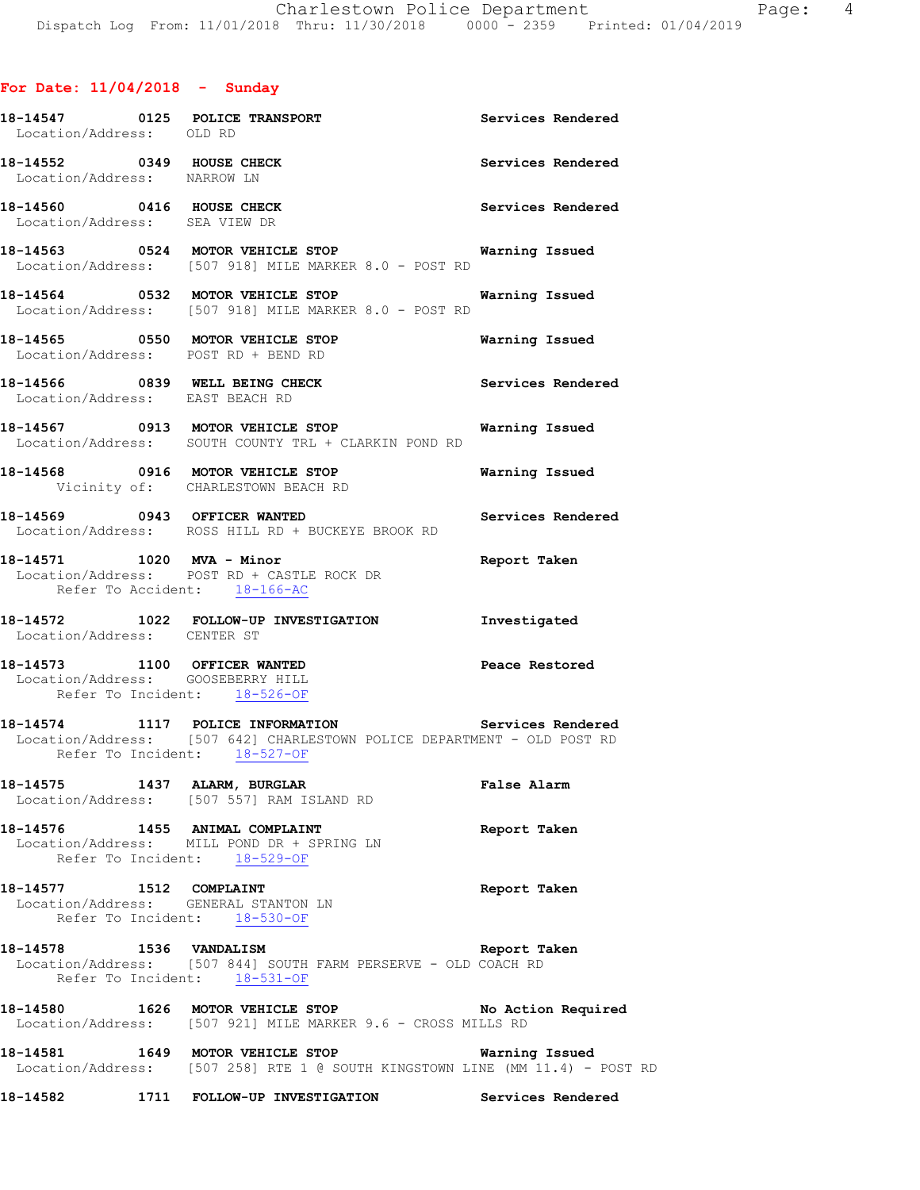## For Date: 11/04/2018 - Sunday

**18-14547** 0125 **POLICE TRANSPORT** Services Rendered
Location/Address: OLD RD

**18-14552** 0349 **HOUSE CHECK** Services Rendered
Location/Address: NARROW LN

**18-14560** 0416 **HOUSE CHECK** Services Rendered
Location/Address: SEA VIEW DR

**18-14563** 0524 **MOTOR VEHICLE STOP** Warning Issued
Location/Address: [507 918] MILE MARKER 8.0 - POST RD

**18-14564** 0532 **MOTOR VEHICLE STOP** Warning Issued
Location/Address: [507 918] MILE MARKER 8.0 - POST RD

**18-14565** 0550 **MOTOR VEHICLE STOP** Warning Issued
Location/Address: POST RD + BEND RD

**18-14566** 0839 **WELL BEING CHECK** Services Rendered
Location/Address: EAST BEACH RD

**18-14567** 0913 **MOTOR VEHICLE STOP** Warning Issued
Location/Address: SOUTH COUNTY TRL + CLARKIN POND RD

**18-14568** 0916 **MOTOR VEHICLE STOP** Warning Issued
Vicinity of: CHARLESTOWN BEACH RD

**18-14569** 0943 **OFFICER WANTED** Services Rendered
Location/Address: ROSS HILL RD + BUCKEYE BROOK RD

**18-14571** 1020 **MVA - Minor** Report Taken
Location/Address: POST RD + CASTLE ROCK DR
Refer To Accident: 18-166-AC

**18-14572** 1022 **FOLLOW-UP INVESTIGATION** Investigated
Location/Address: CENTER ST

**18-14573** 1100 **OFFICER WANTED** Peace Restored
Location/Address: GOOSEBERRY HILL
Refer To Incident: 18-526-OF

**18-14574** 1117 **POLICE INFORMATION** Services Rendered
Location/Address: [507 642] CHARLESTOWN POLICE DEPARTMENT - OLD POST RD
Refer To Incident: 18-527-OF

**18-14575** 1437 **ALARM, BURGLAR** False Alarm
Location/Address: [507 557] RAM ISLAND RD

**18-14576** 1455 **ANIMAL COMPLAINT** Report Taken
Location/Address: MILL POND DR + SPRING LN
Refer To Incident: 18-529-OF

**18-14577** 1512 **COMPLAINT** Report Taken
Location/Address: GENERAL STANTON LN
Refer To Incident: 18-530-OF

**18-14578** 1536 **VANDALISM** Report Taken
Location/Address: [507 844] SOUTH FARM PERSERVE - OLD COACH RD
Refer To Incident: 18-531-OF

**18-14580** 1626 **MOTOR VEHICLE STOP** No Action Required
Location/Address: [507 921] MILE MARKER 9.6 - CROSS MILLS RD

**18-14581** 1649 **MOTOR VEHICLE STOP** Warning Issued
Location/Address: [507 258] RTE 1 @ SOUTH KINGSTOWN LINE (MM 11.4) - POST RD

**18-14582** 1711 **FOLLOW-UP INVESTIGATION** Services Rendered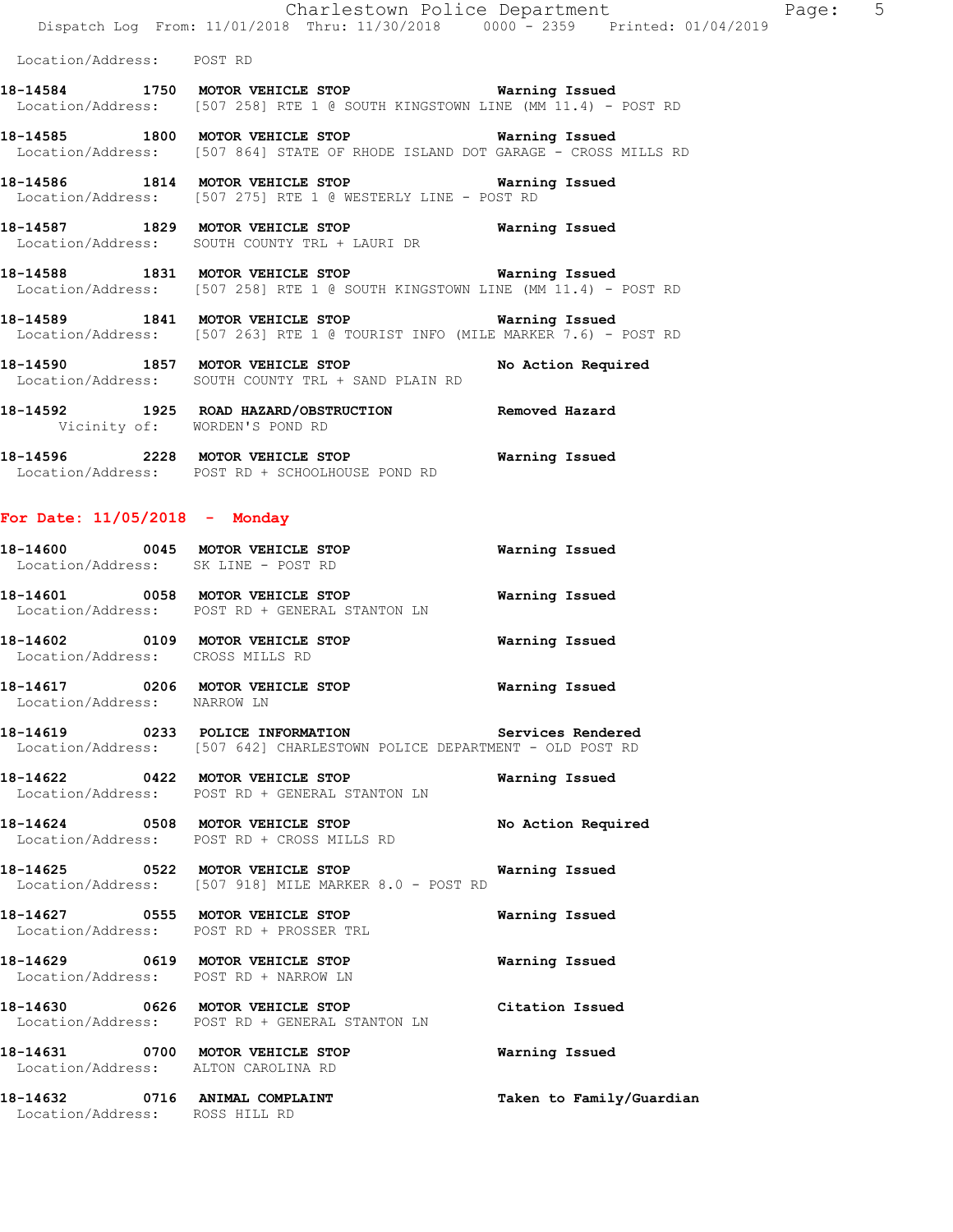Location/Address: POST RD

**18-14584** 1750 **MOTOR VEHICLE STOP** **Warning Issued**
Location/Address: [507 258] RTE 1 @ SOUTH KINGSTOWN LINE (MM 11.4) - POST RD

**18-14585** 1800 **MOTOR VEHICLE STOP** **Warning Issued**
Location/Address: [507 864] STATE OF RHODE ISLAND DOT GARAGE - CROSS MILLS RD

**18-14586** 1814 **MOTOR VEHICLE STOP** **Warning Issued**
Location/Address: [507 275] RTE 1 @ WESTERLY LINE - POST RD

**18-14587** 1829 **MOTOR VEHICLE STOP** **Warning Issued**
Location/Address: SOUTH COUNTY TRL + LAURI DR

**18-14588** 1831 **MOTOR VEHICLE STOP** **Warning Issued**
Location/Address: [507 258] RTE 1 @ SOUTH KINGSTOWN LINE (MM 11.4) - POST RD

**18-14589** 1841 **MOTOR VEHICLE STOP** **Warning Issued**
Location/Address: [507 263] RTE 1 @ TOURIST INFO (MILE MARKER 7.6) - POST RD

**18-14590** 1857 **MOTOR VEHICLE STOP** **No Action Required**
Location/Address: SOUTH COUNTY TRL + SAND PLAIN RD

**18-14592** 1925 **ROAD HAZARD/OBSTRUCTION** **Removed Hazard**
Vicinity of: WORDEN'S POND RD

**18-14596** 2228 **MOTOR VEHICLE STOP** **Warning Issued**
Location/Address: POST RD + SCHOOLHOUSE POND RD

## For Date: 11/05/2018 - Monday

**18-14600** 0045 **MOTOR VEHICLE STOP** **Warning Issued**
Location/Address: SK LINE - POST RD

**18-14601** 0058 **MOTOR VEHICLE STOP** **Warning Issued**
Location/Address: POST RD + GENERAL STANTON LN

**18-14602** 0109 **MOTOR VEHICLE STOP** **Warning Issued**
Location/Address: CROSS MILLS RD

**18-14617** 0206 **MOTOR VEHICLE STOP** **Warning Issued**
Location/Address: NARROW LN

**18-14619** 0233 **POLICE INFORMATION** **Services Rendered**
Location/Address: [507 642] CHARLESTOWN POLICE DEPARTMENT - OLD POST RD

**18-14622** 0422 **MOTOR VEHICLE STOP** **Warning Issued**
Location/Address: POST RD + GENERAL STANTON LN

**18-14624** 0508 **MOTOR VEHICLE STOP** **No Action Required**
Location/Address: POST RD + CROSS MILLS RD

**18-14625** 0522 **MOTOR VEHICLE STOP** **Warning Issued**
Location/Address: [507 918] MILE MARKER 8.0 - POST RD

**18-14627** 0555 **MOTOR VEHICLE STOP** **Warning Issued**
Location/Address: POST RD + PROSSER TRL

**18-14629** 0619 **MOTOR VEHICLE STOP** **Warning Issued**
Location/Address: POST RD + NARROW LN

**18-14630** 0626 **MOTOR VEHICLE STOP** **Citation Issued**
Location/Address: POST RD + GENERAL STANTON LN

**18-14631** 0700 **MOTOR VEHICLE STOP** **Warning Issued**
Location/Address: ALTON CAROLINA RD

**18-14632** 0716 **ANIMAL COMPLAINT** **Taken to Family/Guardian**
Location/Address: ROSS HILL RD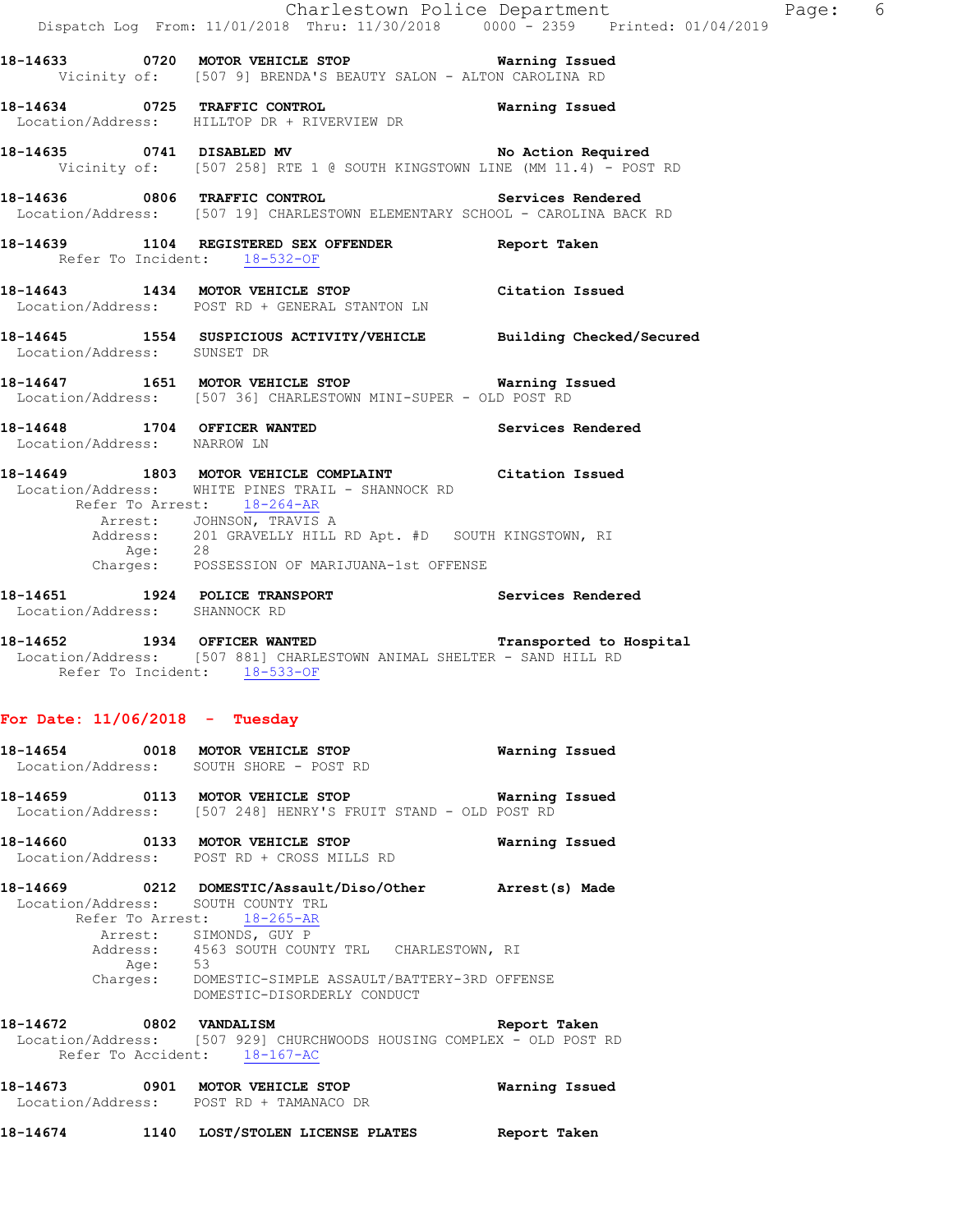18-14633 0720 MOTOR VEHICLE STOP Warning Issued
Vicinity of: [507 9] BRENDA'S BEAUTY SALON - ALTON CAROLINA RD

18-14634 0725 TRAFFIC CONTROL Warning Issued
Location/Address: HILLTOP DR + RIVERVIEW DR

18-14635 0741 DISABLED MV No Action Required
Vicinity of: [507 258] RTE 1 @ SOUTH KINGSTOWN LINE (MM 11.4) - POST RD

18-14636 0806 TRAFFIC CONTROL Services Rendered
Location/Address: [507 19] CHARLESTOWN ELEMENTARY SCHOOL - CAROLINA BACK RD

18-14639 1104 REGISTERED SEX OFFENDER Report Taken
Refer To Incident: 18-532-OF

18-14643 1434 MOTOR VEHICLE STOP Citation Issued
Location/Address: POST RD + GENERAL STANTON LN

18-14645 1554 SUSPICIOUS ACTIVITY/VEHICLE Building Checked/Secured
Location/Address: SUNSET DR

18-14647 1651 MOTOR VEHICLE STOP Warning Issued
Location/Address: [507 36] CHARLESTOWN MINI-SUPER - OLD POST RD

18-14648 1704 OFFICER WANTED Services Rendered
Location/Address: NARROW LN

18-14649 1803 MOTOR VEHICLE COMPLAINT Citation Issued
Location/Address: WHITE PINES TRAIL - SHANNOCK RD
Refer To Arrest: 18-264-AR
Arrest: JOHNSON, TRAVIS A
Address: 201 GRAVELLY HILL RD Apt. #D SOUTH KINGSTOWN, RI
Age: 28
Charges: POSSESSION OF MARIJUANA-1st OFFENSE

18-14651 1924 POLICE TRANSPORT Services Rendered
Location/Address: SHANNOCK RD

18-14652 1934 OFFICER WANTED Transported to Hospital
Location/Address: [507 881] CHARLESTOWN ANIMAL SHELTER - SAND HILL RD
Refer To Incident: 18-533-OF

**For Date: 11/06/2018 - Tuesday**

18-14654 0018 MOTOR VEHICLE STOP Warning Issued
Location/Address: SOUTH SHORE - POST RD

18-14659 0113 MOTOR VEHICLE STOP Warning Issued
Location/Address: [507 248] HENRY'S FRUIT STAND - OLD POST RD

18-14660 0133 MOTOR VEHICLE STOP Warning Issued
Location/Address: POST RD + CROSS MILLS RD

18-14669 0212 DOMESTIC/Assault/Diso/Other Arrest(s) Made
Location/Address: SOUTH COUNTY TRL
Refer To Arrest: 18-265-AR
Arrest: SIMONDS, GUY P
Address: 4563 SOUTH COUNTY TRL CHARLESTOWN, RI
Age: 53
Charges: DOMESTIC-SIMPLE ASSAULT/BATTERY-3RD OFFENSE
DOMESTIC-DISORDERLY CONDUCT

18-14672 0802 VANDALISM Report Taken
Location/Address: [507 929] CHURCHWOODS HOUSING COMPLEX - OLD POST RD
Refer To Accident: 18-167-AC

18-14673 0901 MOTOR VEHICLE STOP Warning Issued
Location/Address: POST RD + TAMANACO DR

18-14674 1140 LOST/STOLEN LICENSE PLATES Report Taken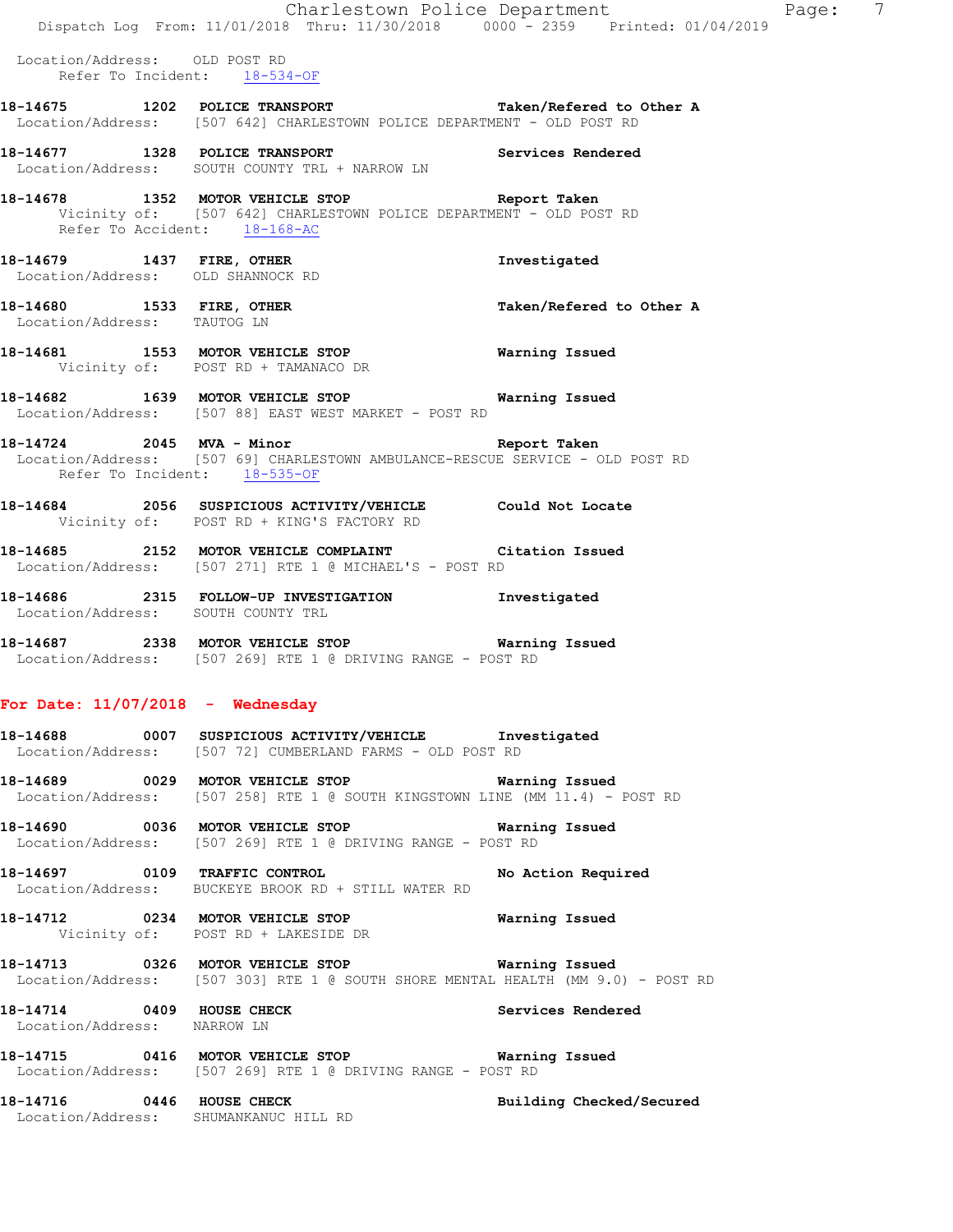Location/Address: OLD POST RD
Refer To Incident: 18-534-OF

**18-14675 1202 POLICE TRANSPORT** Taken/Refered to Other A
Location/Address: [507 642] CHARLESTOWN POLICE DEPARTMENT - OLD POST RD

**18-14677 1328 POLICE TRANSPORT** Services Rendered
Location/Address: SOUTH COUNTY TRL + NARROW LN

**18-14678 1352 MOTOR VEHICLE STOP** Report Taken
Vicinity of: [507 642] CHARLESTOWN POLICE DEPARTMENT - OLD POST RD
Refer To Accident: 18-168-AC

**18-14679 1437 FIRE, OTHER** Investigated
Location/Address: OLD SHANNOCK RD

**18-14680 1533 FIRE, OTHER** Taken/Refered to Other A
Location/Address: TAUTOG LN

**18-14681 1553 MOTOR VEHICLE STOP** Warning Issued
Vicinity of: POST RD + TAMANACO DR

**18-14682 1639 MOTOR VEHICLE STOP** Warning Issued
Location/Address: [507 88] EAST WEST MARKET - POST RD

**18-14724 2045 MVA - Minor** Report Taken
Location/Address: [507 69] CHARLESTOWN AMBULANCE-RESCUE SERVICE - OLD POST RD
Refer To Incident: 18-535-OF

**18-14684 2056 SUSPICIOUS ACTIVITY/VEHICLE** Could Not Locate
Vicinity of: POST RD + KING'S FACTORY RD

**18-14685 2152 MOTOR VEHICLE COMPLAINT** Citation Issued
Location/Address: [507 271] RTE 1 @ MICHAEL'S - POST RD

**18-14686 2315 FOLLOW-UP INVESTIGATION** Investigated
Location/Address: SOUTH COUNTY TRL

**18-14687 2338 MOTOR VEHICLE STOP** Warning Issued
Location/Address: [507 269] RTE 1 @ DRIVING RANGE - POST RD

**For Date: 11/07/2018 - Wednesday**

**18-14688 0007 SUSPICIOUS ACTIVITY/VEHICLE** Investigated
Location/Address: [507 72] CUMBERLAND FARMS - OLD POST RD

**18-14689 0029 MOTOR VEHICLE STOP** Warning Issued
Location/Address: [507 258] RTE 1 @ SOUTH KINGSTOWN LINE (MM 11.4) - POST RD

**18-14690 0036 MOTOR VEHICLE STOP** Warning Issued
Location/Address: [507 269] RTE 1 @ DRIVING RANGE - POST RD

**18-14697 0109 TRAFFIC CONTROL** No Action Required
Location/Address: BUCKEYE BROOK RD + STILL WATER RD

**18-14712 0234 MOTOR VEHICLE STOP** Warning Issued
Vicinity of: POST RD + LAKESIDE DR

**18-14713 0326 MOTOR VEHICLE STOP** Warning Issued
Location/Address: [507 303] RTE 1 @ SOUTH SHORE MENTAL HEALTH (MM 9.0) - POST RD

**18-14714 0409 HOUSE CHECK** Services Rendered
Location/Address: NARROW LN

**18-14715 0416 MOTOR VEHICLE STOP** Warning Issued
Location/Address: [507 269] RTE 1 @ DRIVING RANGE - POST RD

**18-14716 0446 HOUSE CHECK** Building Checked/Secured
Location/Address: SHUMANKANUC HILL RD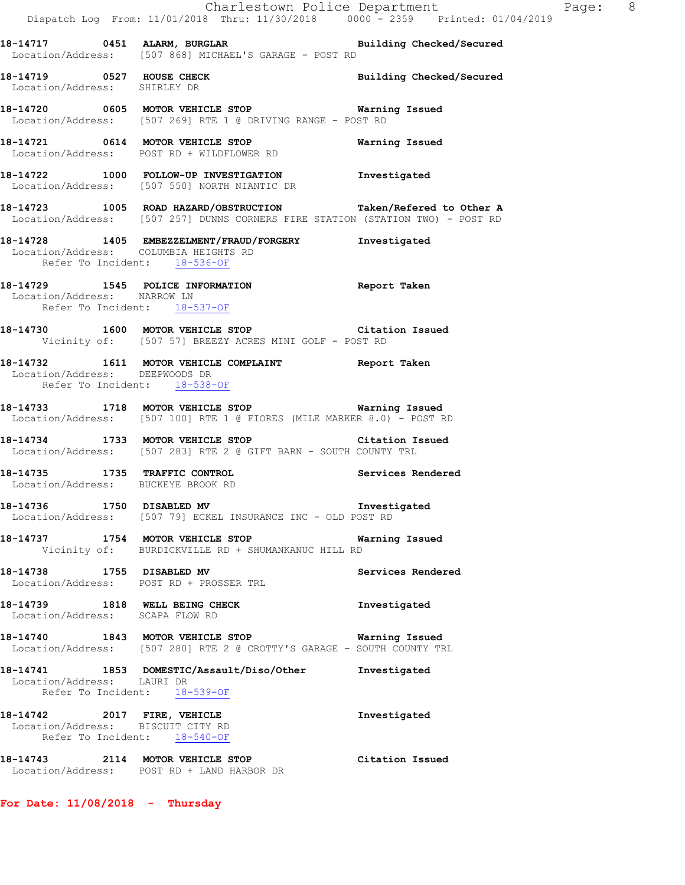**18-14717 0451 ALARM, BURGLAR** — Building Checked/Secured
Location/Address: [507 868] MICHAEL'S GARAGE - POST RD

**18-14719 0527 HOUSE CHECK** — Building Checked/Secured
Location/Address: SHIRLEY DR

**18-14720 0605 MOTOR VEHICLE STOP** — Warning Issued
Location/Address: [507 269] RTE 1 @ DRIVING RANGE - POST RD

**18-14721 0614 MOTOR VEHICLE STOP** — Warning Issued
Location/Address: POST RD + WILDFLOWER RD

**18-14722 1000 FOLLOW-UP INVESTIGATION** — Investigated
Location/Address: [507 550] NORTH NIANTIC DR

**18-14723 1005 ROAD HAZARD/OBSTRUCTION** — Taken/Refered to Other A
Location/Address: [507 257] DUNNS CORNERS FIRE STATION (STATION TWO) - POST RD

**18-14728 1405 EMBEZZELMENT/FRAUD/FORGERY** — Investigated
Location/Address: COLUMBIA HEIGHTS RD
Refer To Incident: 18-536-OF

**18-14729 1545 POLICE INFORMATION** — Report Taken
Location/Address: NARROW LN
Refer To Incident: 18-537-OF

**18-14730 1600 MOTOR VEHICLE STOP** — Citation Issued
Vicinity of: [507 57] BREEZY ACRES MINI GOLF - POST RD

**18-14732 1611 MOTOR VEHICLE COMPLAINT** — Report Taken
Location/Address: DEEPWOODS DR
Refer To Incident: 18-538-OF

**18-14733 1718 MOTOR VEHICLE STOP** — Warning Issued
Location/Address: [507 100] RTE 1 @ FIORES (MILE MARKER 8.0) - POST RD

**18-14734 1733 MOTOR VEHICLE STOP** — Citation Issued
Location/Address: [507 283] RTE 2 @ GIFT BARN - SOUTH COUNTY TRL

**18-14735 1735 TRAFFIC CONTROL** — Services Rendered
Location/Address: BUCKEYE BROOK RD

**18-14736 1750 DISABLED MV** — Investigated
Location/Address: [507 79] ECKEL INSURANCE INC - OLD POST RD

**18-14737 1754 MOTOR VEHICLE STOP** — Warning Issued
Vicinity of: BURDICKVILLE RD + SHUMANKANUC HILL RD

**18-14738 1755 DISABLED MV** — Services Rendered
Location/Address: POST RD + PROSSER TRL

**18-14739 1818 WELL BEING CHECK** — Investigated
Location/Address: SCAPA FLOW RD

**18-14740 1843 MOTOR VEHICLE STOP** — Warning Issued
Location/Address: [507 280] RTE 2 @ CROTTY'S GARAGE - SOUTH COUNTY TRL

**18-14741 1853 DOMESTIC/Assault/Diso/Other** — Investigated
Location/Address: LAURI DR
Refer To Incident: 18-539-OF

**18-14742 2017 FIRE, VEHICLE** — Investigated
Location/Address: BISCUIT CITY RD
Refer To Incident: 18-540-OF

**18-14743 2114 MOTOR VEHICLE STOP** — Citation Issued
Location/Address: POST RD + LAND HARBOR DR

**For Date: 11/08/2018 - Thursday**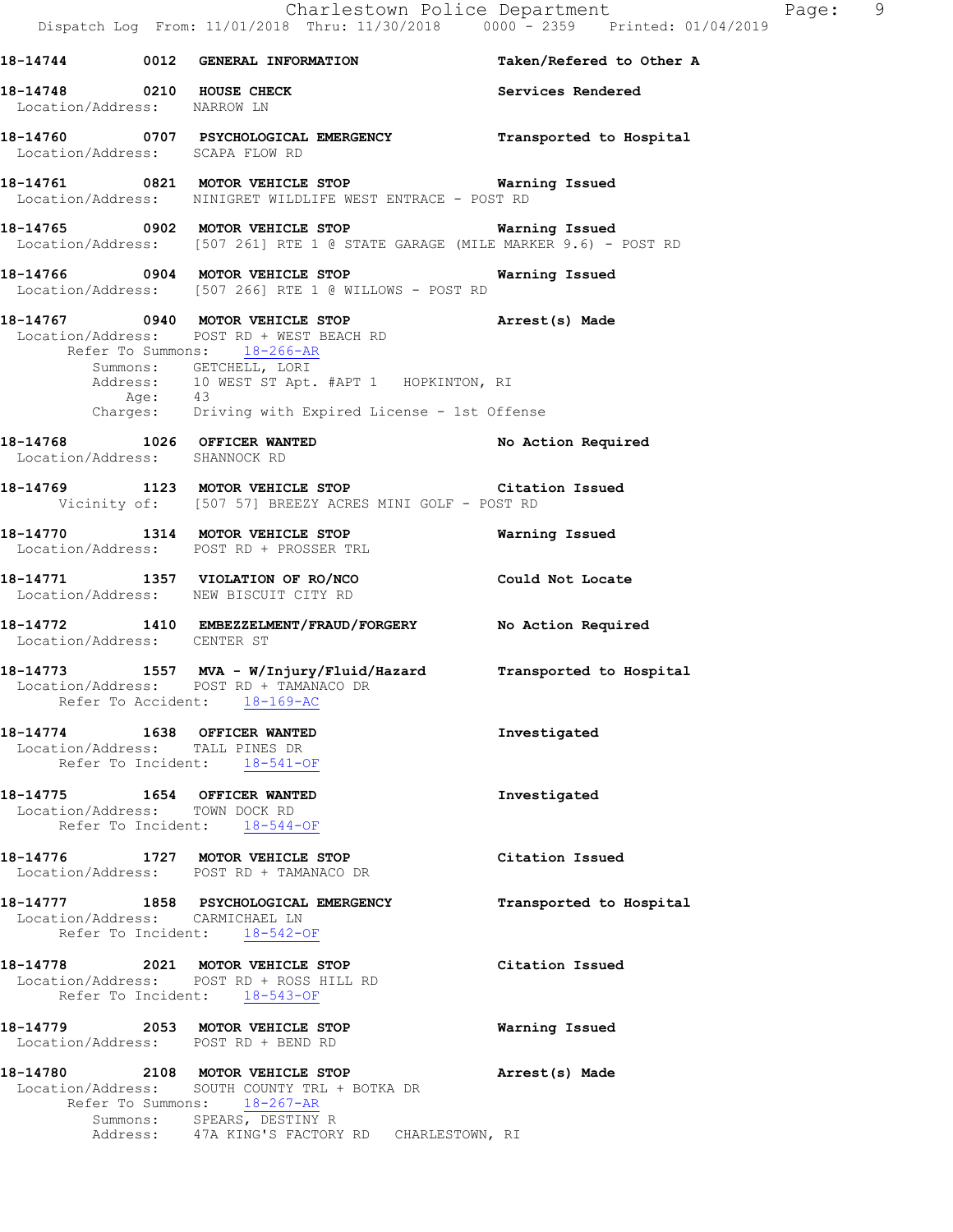**18-14744** 0012 **GENERAL INFORMATION** **Taken/Refered to Other A**

**18-14748** 0210 **HOUSE CHECK** **Services Rendered**
Location/Address: NARROW LN

**18-14760** 0707 **PSYCHOLOGICAL EMERGENCY** **Transported to Hospital**
Location/Address: SCAPA FLOW RD

**18-14761** 0821 **MOTOR VEHICLE STOP** **Warning Issued**
Location/Address: NINIGRET WILDLIFE WEST ENTRACE - POST RD

**18-14765** 0902 **MOTOR VEHICLE STOP** **Warning Issued**
Location/Address: [507 261] RTE 1 @ STATE GARAGE (MILE MARKER 9.6) - POST RD

**18-14766** 0904 **MOTOR VEHICLE STOP** **Warning Issued**
Location/Address: [507 266] RTE 1 @ WILLOWS - POST RD

**18-14767** 0940 **MOTOR VEHICLE STOP** **Arrest(s) Made**
Location/Address: POST RD + WEST BEACH RD
Refer To Summons: 18-266-AR
Summons: GETCHELL, LORI
Address: 10 WEST ST Apt. #APT 1 HOPKINTON, RI
Age: 43
Charges: Driving with Expired License - 1st Offense

**18-14768** 1026 **OFFICER WANTED** **No Action Required**
Location/Address: SHANNOCK RD

**18-14769** 1123 **MOTOR VEHICLE STOP** **Citation Issued**
Vicinity of: [507 57] BREEZY ACRES MINI GOLF - POST RD

**18-14770** 1314 **MOTOR VEHICLE STOP** **Warning Issued**
Location/Address: POST RD + PROSSER TRL

**18-14771** 1357 **VIOLATION OF RO/NCO** **Could Not Locate**
Location/Address: NEW BISCUIT CITY RD

**18-14772** 1410 **EMBEZZELMENT/FRAUD/FORGERY** **No Action Required**
Location/Address: CENTER ST

**18-14773** 1557 **MVA - W/Injury/Fluid/Hazard** **Transported to Hospital**
Location/Address: POST RD + TAMANACO DR
Refer To Accident: 18-169-AC

**18-14774** 1638 **OFFICER WANTED** **Investigated**
Location/Address: TALL PINES DR
Refer To Incident: 18-541-OF

**18-14775** 1654 **OFFICER WANTED** **Investigated**
Location/Address: TOWN DOCK RD
Refer To Incident: 18-544-OF

**18-14776** 1727 **MOTOR VEHICLE STOP** **Citation Issued**
Location/Address: POST RD + TAMANACO DR

**18-14777** 1858 **PSYCHOLOGICAL EMERGENCY** **Transported to Hospital**
Location/Address: CARMICHAEL LN
Refer To Incident: 18-542-OF

**18-14778** 2021 **MOTOR VEHICLE STOP** **Citation Issued**
Location/Address: POST RD + ROSS HILL RD
Refer To Incident: 18-543-OF

**18-14779** 2053 **MOTOR VEHICLE STOP** **Warning Issued**
Location/Address: POST RD + BEND RD

**18-14780** 2108 **MOTOR VEHICLE STOP** **Arrest(s) Made**
Location/Address: SOUTH COUNTY TRL + BOTKA DR
Refer To Summons: 18-267-AR
Summons: SPEARS, DESTINY R
Address: 47A KING'S FACTORY RD CHARLESTOWN, RI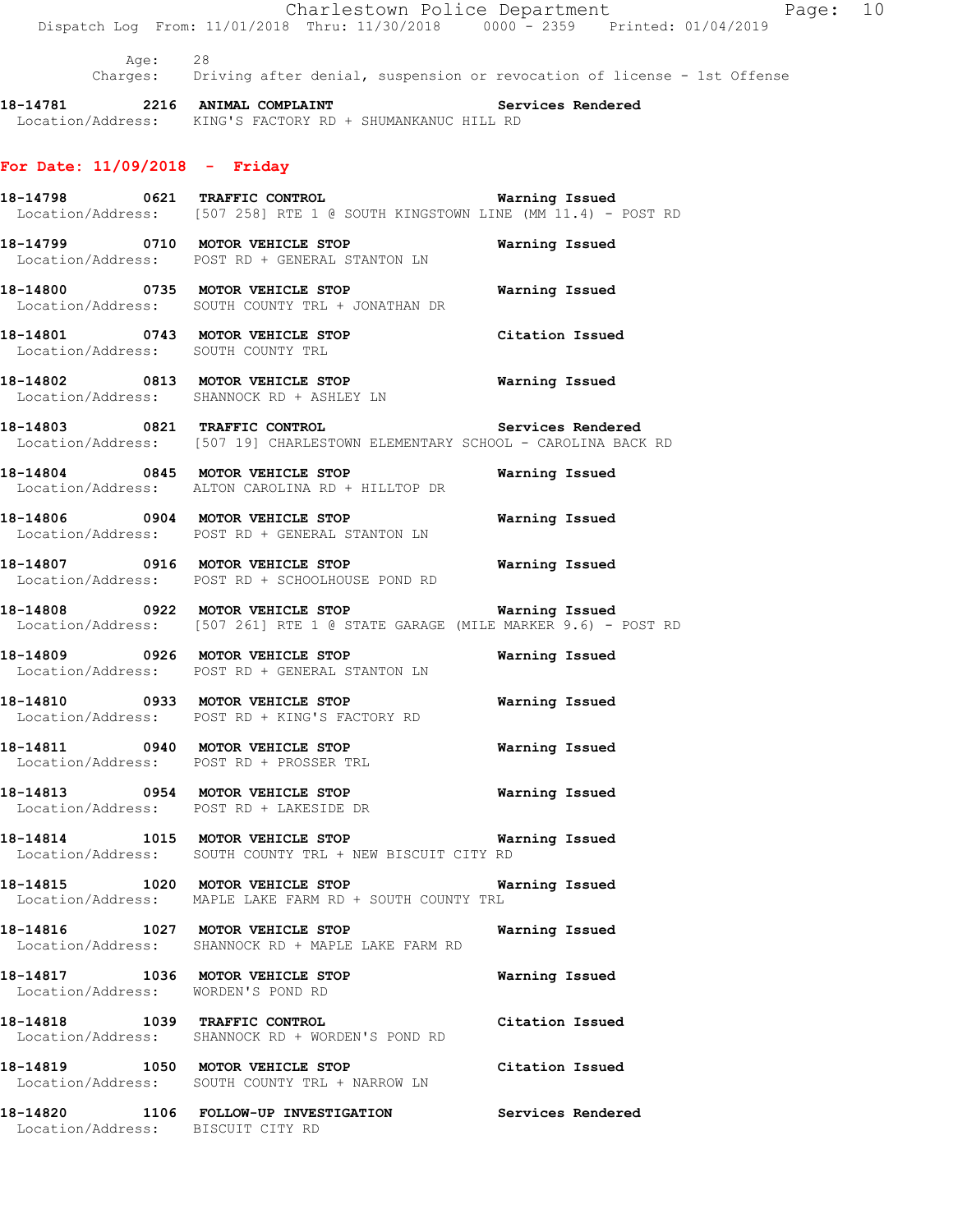Age: 28
Charges: Driving after denial, suspension or revocation of license - 1st Offense

**18-14781 2216 ANIMAL COMPLAINT** Services Rendered
Location/Address: KING'S FACTORY RD + SHUMANKANUC HILL RD

## For Date: 11/09/2018 - Friday

**18-14798 0621 TRAFFIC CONTROL** Warning Issued
Location/Address: [507 258] RTE 1 @ SOUTH KINGSTOWN LINE (MM 11.4) - POST RD

**18-14799 0710 MOTOR VEHICLE STOP** Warning Issued
Location/Address: POST RD + GENERAL STANTON LN

**18-14800 0735 MOTOR VEHICLE STOP** Warning Issued
Location/Address: SOUTH COUNTY TRL + JONATHAN DR

**18-14801 0743 MOTOR VEHICLE STOP** Citation Issued
Location/Address: SOUTH COUNTY TRL

**18-14802 0813 MOTOR VEHICLE STOP** Warning Issued
Location/Address: SHANNOCK RD + ASHLEY LN

**18-14803 0821 TRAFFIC CONTROL** Services Rendered
Location/Address: [507 19] CHARLESTOWN ELEMENTARY SCHOOL - CAROLINA BACK RD

**18-14804 0845 MOTOR VEHICLE STOP** Warning Issued
Location/Address: ALTON CAROLINA RD + HILLTOP DR

**18-14806 0904 MOTOR VEHICLE STOP** Warning Issued
Location/Address: POST RD + GENERAL STANTON LN

**18-14807 0916 MOTOR VEHICLE STOP** Warning Issued
Location/Address: POST RD + SCHOOLHOUSE POND RD

**18-14808 0922 MOTOR VEHICLE STOP** Warning Issued
Location/Address: [507 261] RTE 1 @ STATE GARAGE (MILE MARKER 9.6) - POST RD

**18-14809 0926 MOTOR VEHICLE STOP** Warning Issued
Location/Address: POST RD + GENERAL STANTON LN

**18-14810 0933 MOTOR VEHICLE STOP** Warning Issued
Location/Address: POST RD + KING'S FACTORY RD

**18-14811 0940 MOTOR VEHICLE STOP** Warning Issued
Location/Address: POST RD + PROSSER TRL

**18-14813 0954 MOTOR VEHICLE STOP** Warning Issued
Location/Address: POST RD + LAKESIDE DR

**18-14814 1015 MOTOR VEHICLE STOP** Warning Issued
Location/Address: SOUTH COUNTY TRL + NEW BISCUIT CITY RD

**18-14815 1020 MOTOR VEHICLE STOP** Warning Issued
Location/Address: MAPLE LAKE FARM RD + SOUTH COUNTY TRL

**18-14816 1027 MOTOR VEHICLE STOP** Warning Issued
Location/Address: SHANNOCK RD + MAPLE LAKE FARM RD

**18-14817 1036 MOTOR VEHICLE STOP** Warning Issued
Location/Address: WORDEN'S POND RD

**18-14818 1039 TRAFFIC CONTROL** Citation Issued
Location/Address: SHANNOCK RD + WORDEN'S POND RD

**18-14819 1050 MOTOR VEHICLE STOP** Citation Issued
Location/Address: SOUTH COUNTY TRL + NARROW LN

**18-14820 1106 FOLLOW-UP INVESTIGATION** Services Rendered
Location/Address: BISCUIT CITY RD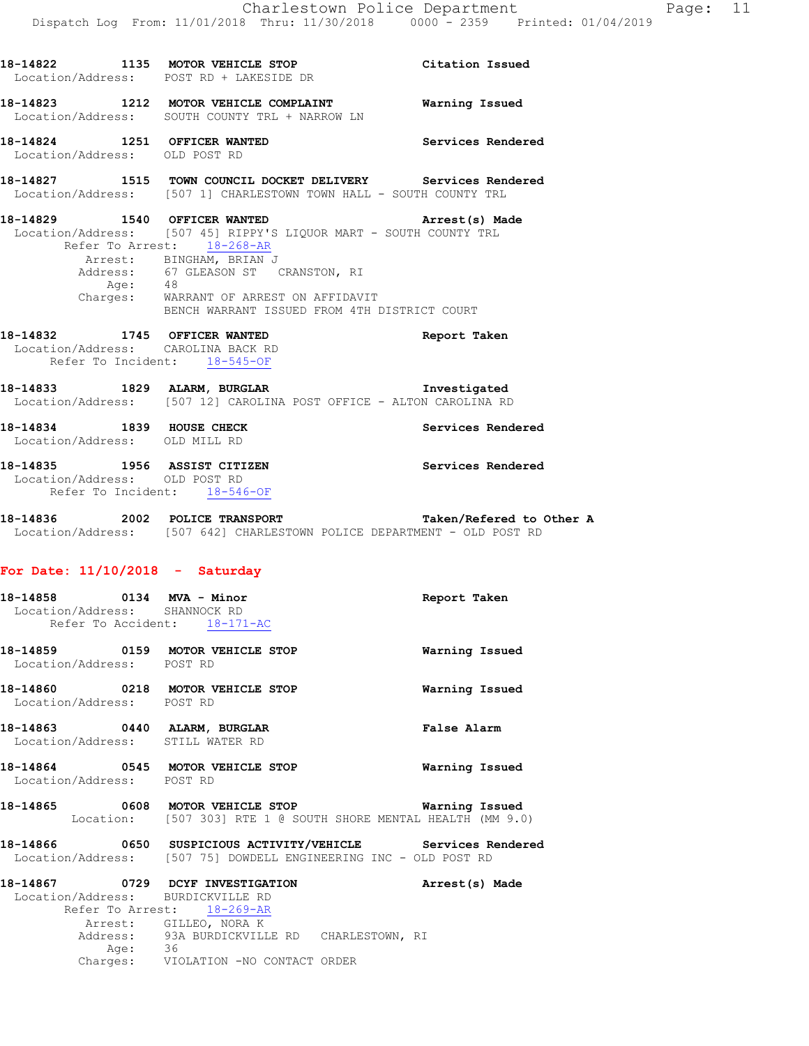18-14822 1135 MOTOR VEHICLE STOP Citation Issued
Location/Address: POST RD + LAKESIDE DR

18-14823 1212 MOTOR VEHICLE COMPLAINT Warning Issued
Location/Address: SOUTH COUNTY TRL + NARROW LN

18-14824 1251 OFFICER WANTED Services Rendered
Location/Address: OLD POST RD

18-14827 1515 TOWN COUNCIL DOCKET DELIVERY Services Rendered
Location/Address: [507 1] CHARLESTOWN TOWN HALL - SOUTH COUNTY TRL

18-14829 1540 OFFICER WANTED Arrest(s) Made
Location/Address: [507 45] RIPPY'S LIQUOR MART - SOUTH COUNTY TRL
Refer To Arrest: 18-268-AR
Arrest: BINGHAM, BRIAN J
Address: 67 GLEASON ST CRANSTON, RI
Age: 48
Charges: WARRANT OF ARREST ON AFFIDAVIT
BENCH WARRANT ISSUED FROM 4TH DISTRICT COURT

18-14832 1745 OFFICER WANTED Report Taken
Location/Address: CAROLINA BACK RD
Refer To Incident: 18-545-OF

18-14833 1829 ALARM, BURGLAR Investigated
Location/Address: [507 12] CAROLINA POST OFFICE - ALTON CAROLINA RD

18-14834 1839 HOUSE CHECK Services Rendered
Location/Address: OLD MILL RD

18-14835 1956 ASSIST CITIZEN Services Rendered
Location/Address: OLD POST RD
Refer To Incident: 18-546-OF

18-14836 2002 POLICE TRANSPORT Taken/Refered to Other A
Location/Address: [507 642] CHARLESTOWN POLICE DEPARTMENT - OLD POST RD

## For Date: 11/10/2018 - Saturday

18-14858 0134 MVA - Minor Report Taken
Location/Address: SHANNOCK RD
Refer To Accident: 18-171-AC

18-14859 0159 MOTOR VEHICLE STOP Warning Issued
Location/Address: POST RD

18-14860 0218 MOTOR VEHICLE STOP Warning Issued
Location/Address: POST RD

18-14863 0440 ALARM, BURGLAR False Alarm
Location/Address: STILL WATER RD

18-14864 0545 MOTOR VEHICLE STOP Warning Issued
Location/Address: POST RD

18-14865 0608 MOTOR VEHICLE STOP Warning Issued
Location: [507 303] RTE 1 @ SOUTH SHORE MENTAL HEALTH (MM 9.0)

18-14866 0650 SUSPICIOUS ACTIVITY/VEHICLE Services Rendered
Location/Address: [507 75] DOWDELL ENGINEERING INC - OLD POST RD

18-14867 0729 DCYF INVESTIGATION Arrest(s) Made
Location/Address: BURDICKVILLE RD
Refer To Arrest: 18-269-AR
Arrest: GILLEO, NORA K
Address: 93A BURDICKVILLE RD CHARLESTOWN, RI
Age: 36
Charges: VIOLATION -NO CONTACT ORDER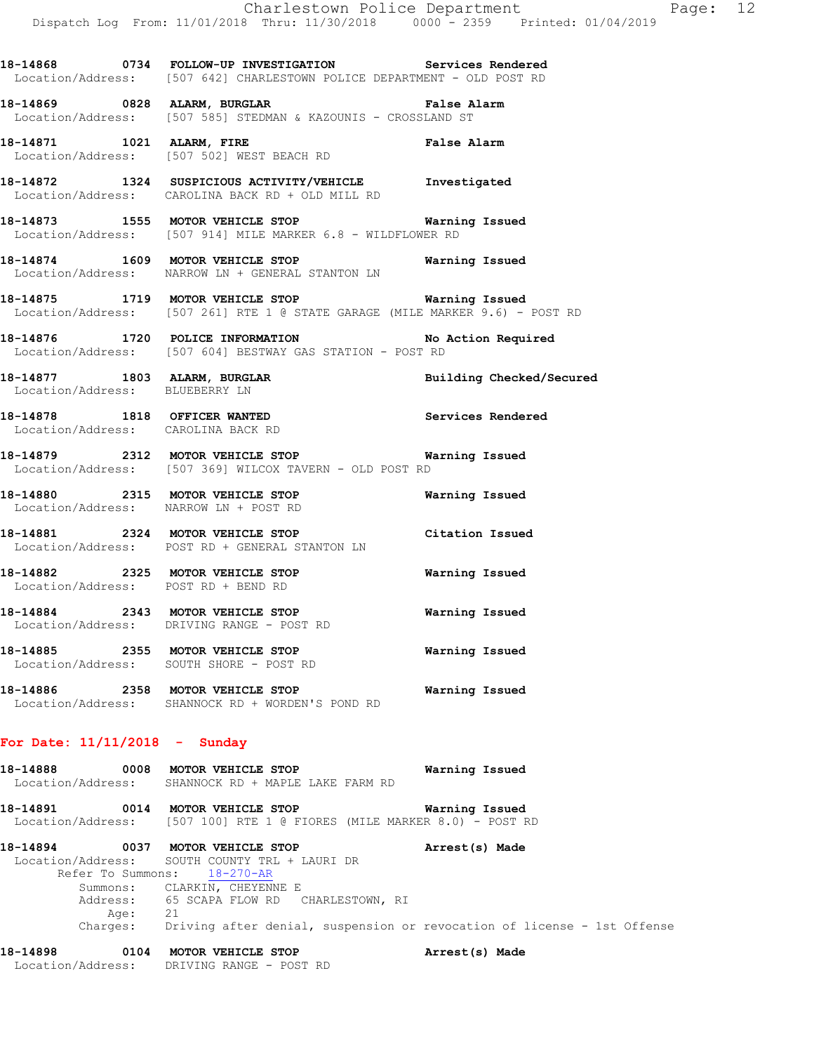**18-14868 0734 FOLLOW-UP INVESTIGATION Services Rendered**
Location/Address: [507 642] CHARLESTOWN POLICE DEPARTMENT - OLD POST RD

**18-14869 0828 ALARM, BURGLAR False Alarm**
Location/Address: [507 585] STEDMAN & KAZOUNIS - CROSSLAND ST

**18-14871 1021 ALARM, FIRE False Alarm**
Location/Address: [507 502] WEST BEACH RD

**18-14872 1324 SUSPICIOUS ACTIVITY/VEHICLE Investigated**
Location/Address: CAROLINA BACK RD + OLD MILL RD

**18-14873 1555 MOTOR VEHICLE STOP Warning Issued**
Location/Address: [507 914] MILE MARKER 6.8 - WILDFLOWER RD

**18-14874 1609 MOTOR VEHICLE STOP Warning Issued**
Location/Address: NARROW LN + GENERAL STANTON LN

**18-14875 1719 MOTOR VEHICLE STOP Warning Issued**
Location/Address: [507 261] RTE 1 @ STATE GARAGE (MILE MARKER 9.6) - POST RD

**18-14876 1720 POLICE INFORMATION No Action Required**
Location/Address: [507 604] BESTWAY GAS STATION - POST RD

**18-14877 1803 ALARM, BURGLAR Building Checked/Secured**
Location/Address: BLUEBERRY LN

**18-14878 1818 OFFICER WANTED Services Rendered**
Location/Address: CAROLINA BACK RD

**18-14879 2312 MOTOR VEHICLE STOP Warning Issued**
Location/Address: [507 369] WILCOX TAVERN - OLD POST RD

**18-14880 2315 MOTOR VEHICLE STOP Warning Issued**
Location/Address: NARROW LN + POST RD

**18-14881 2324 MOTOR VEHICLE STOP Citation Issued**
Location/Address: POST RD + GENERAL STANTON LN

**18-14882 2325 MOTOR VEHICLE STOP Warning Issued**
Location/Address: POST RD + BEND RD

**18-14884 2343 MOTOR VEHICLE STOP Warning Issued**
Location/Address: DRIVING RANGE - POST RD

**18-14885 2355 MOTOR VEHICLE STOP Warning Issued**
Location/Address: SOUTH SHORE - POST RD

**18-14886 2358 MOTOR VEHICLE STOP Warning Issued**
Location/Address: SHANNOCK RD + WORDEN'S POND RD

## For Date: 11/11/2018 - Sunday

**18-14888 0008 MOTOR VEHICLE STOP Warning Issued**
Location/Address: SHANNOCK RD + MAPLE LAKE FARM RD

**18-14891 0014 MOTOR VEHICLE STOP Warning Issued**
Location/Address: [507 100] RTE 1 @ FIORES (MILE MARKER 8.0) - POST RD

**18-14894 0037 MOTOR VEHICLE STOP Arrest(s) Made**
Location/Address: SOUTH COUNTY TRL + LAURI DR
Refer To Summons: 18-270-AR
Summons: CLARKIN, CHEYENNE E
Address: 65 SCAPA FLOW RD CHARLESTOWN, RI
Age: 21
Charges: Driving after denial, suspension or revocation of license - 1st Offense

**18-14898 0104 MOTOR VEHICLE STOP Arrest(s) Made**
Location/Address: DRIVING RANGE - POST RD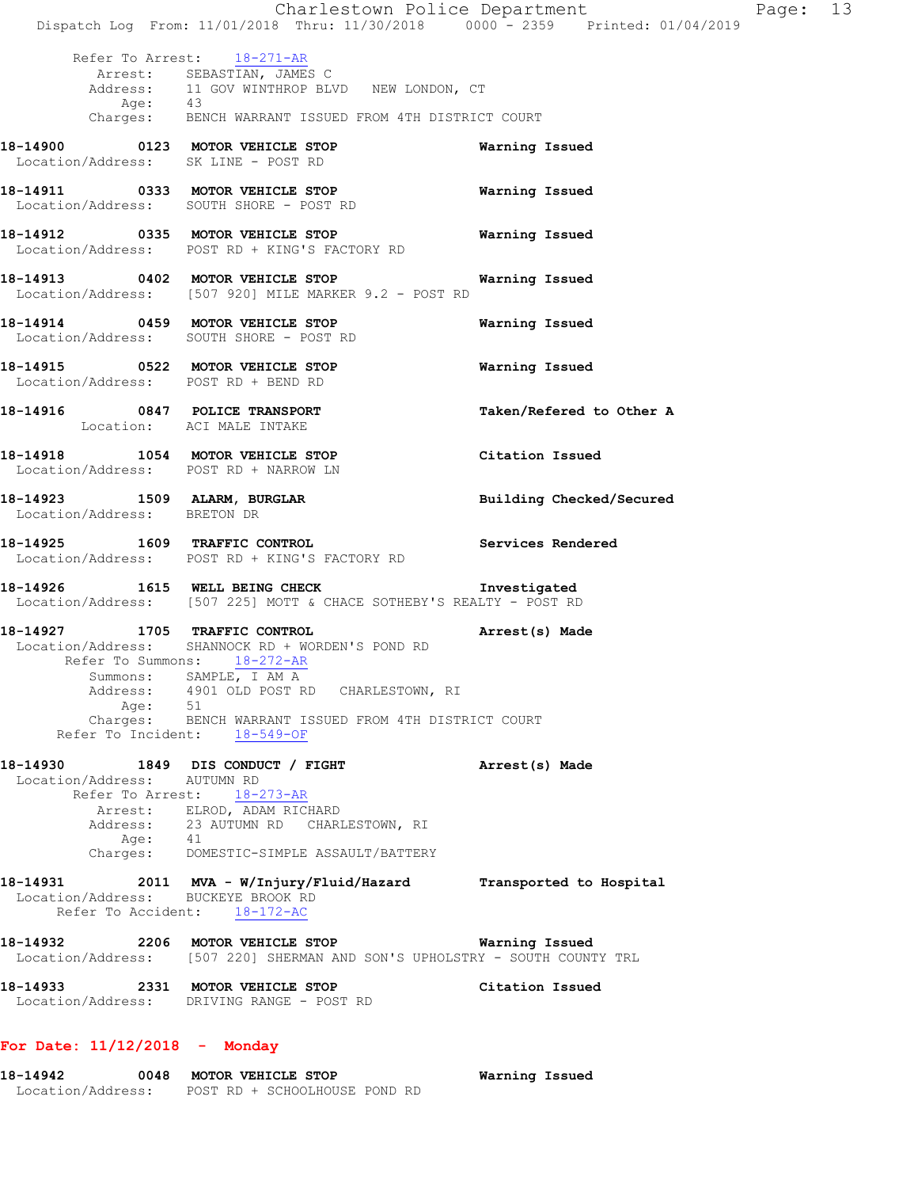Refer To Arrest: 18-271-AR
Arrest: SEBASTIAN, JAMES C
Address: 11 GOV WINTHROP BLVD NEW LONDON, CT
Age: 43
Charges: BENCH WARRANT ISSUED FROM 4TH DISTRICT COURT

**18-14900 0123 MOTOR VEHICLE STOP** Warning Issued
Location/Address: SK LINE - POST RD

**18-14911 0333 MOTOR VEHICLE STOP** Warning Issued
Location/Address: SOUTH SHORE - POST RD

**18-14912 0335 MOTOR VEHICLE STOP** Warning Issued
Location/Address: POST RD + KING'S FACTORY RD

**18-14913 0402 MOTOR VEHICLE STOP** Warning Issued
Location/Address: [507 920] MILE MARKER 9.2 - POST RD

**18-14914 0459 MOTOR VEHICLE STOP** Warning Issued
Location/Address: SOUTH SHORE - POST RD

**18-14915 0522 MOTOR VEHICLE STOP** Warning Issued
Location/Address: POST RD + BEND RD

**18-14916 0847 POLICE TRANSPORT** Taken/Refered to Other A
Location: ACI MALE INTAKE

**18-14918 1054 MOTOR VEHICLE STOP** Citation Issued
Location/Address: POST RD + NARROW LN

**18-14923 1509 ALARM, BURGLAR** Building Checked/Secured
Location/Address: BRETON DR

**18-14925 1609 TRAFFIC CONTROL** Services Rendered
Location/Address: POST RD + KING'S FACTORY RD

**18-14926 1615 WELL BEING CHECK** Investigated
Location/Address: [507 225] MOTT & CHACE SOTHEBY'S REALTY - POST RD

**18-14927 1705 TRAFFIC CONTROL** Arrest(s) Made
Location/Address: SHANNOCK RD + WORDEN'S POND RD
Refer To Summons: 18-272-AR
Summons: SAMPLE, I AM A
Address: 4901 OLD POST RD CHARLESTOWN, RI
Age: 51
Charges: BENCH WARRANT ISSUED FROM 4TH DISTRICT COURT
Refer To Incident: 18-549-OF

**18-14930 1849 DIS CONDUCT / FIGHT** Arrest(s) Made
Location/Address: AUTUMN RD
Refer To Arrest: 18-273-AR
Arrest: ELROD, ADAM RICHARD
Address: 23 AUTUMN RD CHARLESTOWN, RI
Age: 41
Charges: DOMESTIC-SIMPLE ASSAULT/BATTERY

**18-14931 2011 MVA - W/Injury/Fluid/Hazard** Transported to Hospital
Location/Address: BUCKEYE BROOK RD
Refer To Accident: 18-172-AC

**18-14932 2206 MOTOR VEHICLE STOP** Warning Issued
Location/Address: [507 220] SHERMAN AND SON'S UPHOLSTRY - SOUTH COUNTY TRL

**18-14933 2331 MOTOR VEHICLE STOP** Citation Issued
Location/Address: DRIVING RANGE - POST RD

**For Date: 11/12/2018 - Monday**

**18-14942 0048 MOTOR VEHICLE STOP** Warning Issued
Location/Address: POST RD + SCHOOLHOUSE POND RD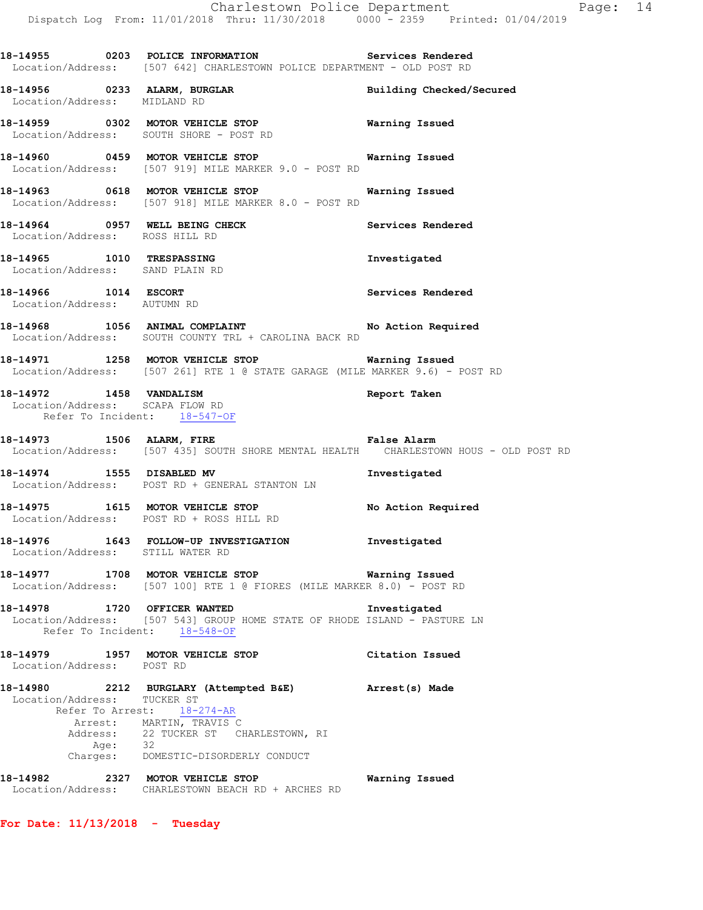18-14955 0203 **POLICE INFORMATION** — Services Rendered
Location/Address: [507 642] CHARLESTOWN POLICE DEPARTMENT - OLD POST RD

18-14956 0233 **ALARM, BURGLAR** — Building Checked/Secured
Location/Address: MIDLAND RD

18-14959 0302 **MOTOR VEHICLE STOP** — Warning Issued
Location/Address: SOUTH SHORE - POST RD

18-14960 0459 **MOTOR VEHICLE STOP** — Warning Issued
Location/Address: [507 919] MILE MARKER 9.0 - POST RD

18-14963 0618 **MOTOR VEHICLE STOP** — Warning Issued
Location/Address: [507 918] MILE MARKER 8.0 - POST RD

18-14964 0957 **WELL BEING CHECK** — Services Rendered
Location/Address: ROSS HILL RD

18-14965 1010 **TRESPASSING** — Investigated
Location/Address: SAND PLAIN RD

18-14966 1014 **ESCORT** — Services Rendered
Location/Address: AUTUMN RD

18-14968 1056 **ANIMAL COMPLAINT** — No Action Required
Location/Address: SOUTH COUNTY TRL + CAROLINA BACK RD

18-14971 1258 **MOTOR VEHICLE STOP** — Warning Issued
Location/Address: [507 261] RTE 1 @ STATE GARAGE (MILE MARKER 9.6) - POST RD

18-14972 1458 **VANDALISM** — Report Taken
Location/Address: SCAPA FLOW RD
Refer To Incident: 18-547-OF

18-14973 1506 **ALARM, FIRE** — False Alarm
Location/Address: [507 435] SOUTH SHORE MENTAL HEALTH CHARLESTOWN HOUS - OLD POST RD

18-14974 1555 **DISABLED MV** — Investigated
Location/Address: POST RD + GENERAL STANTON LN

18-14975 1615 **MOTOR VEHICLE STOP** — No Action Required
Location/Address: POST RD + ROSS HILL RD

18-14976 1643 **FOLLOW-UP INVESTIGATION** — Investigated
Location/Address: STILL WATER RD

18-14977 1708 **MOTOR VEHICLE STOP** — Warning Issued
Location/Address: [507 100] RTE 1 @ FIORES (MILE MARKER 8.0) - POST RD

18-14978 1720 **OFFICER WANTED** — Investigated
Location/Address: [507 543] GROUP HOME STATE OF RHODE ISLAND - PASTURE LN
Refer To Incident: 18-548-OF

18-14979 1957 **MOTOR VEHICLE STOP** — Citation Issued
Location/Address: POST RD

18-14980 2212 **BURGLARY (Attempted B&E)** — Arrest(s) Made
Location/Address: TUCKER ST
Refer To Arrest: 18-274-AR
Arrest: MARTIN, TRAVIS C
Address: 22 TUCKER ST CHARLESTOWN, RI
Age: 32
Charges: DOMESTIC-DISORDERLY CONDUCT

18-14982 2327 **MOTOR VEHICLE STOP** — Warning Issued
Location/Address: CHARLESTOWN BEACH RD + ARCHES RD

**For Date: 11/13/2018 - Tuesday**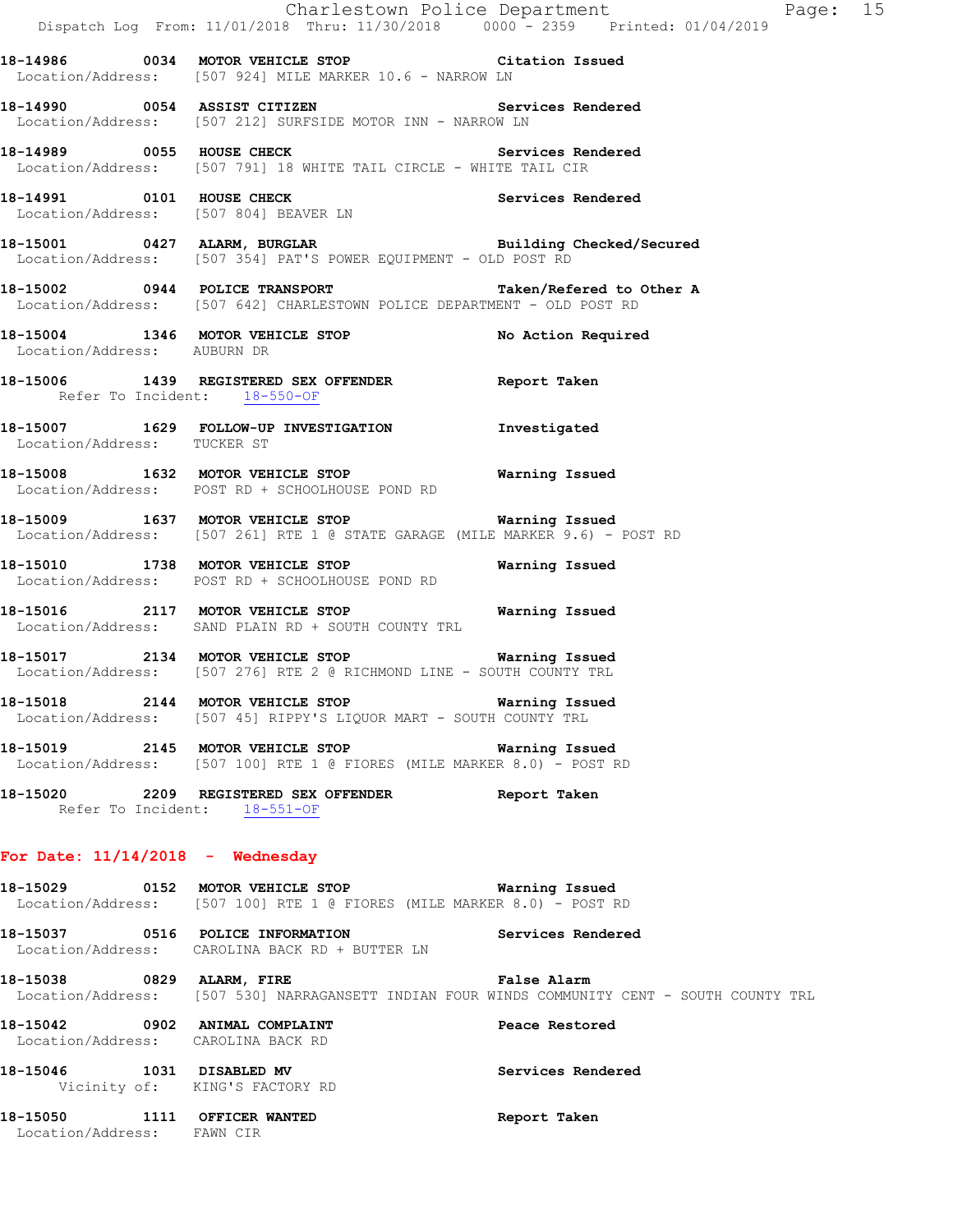18-14986 0034 **MOTOR VEHICLE STOP** Citation Issued
Location/Address: [507 924] MILE MARKER 10.6 - NARROW LN

18-14990 0054 **ASSIST CITIZEN** Services Rendered
Location/Address: [507 212] SURFSIDE MOTOR INN - NARROW LN

18-14989 0055 **HOUSE CHECK** Services Rendered
Location/Address: [507 791] 18 WHITE TAIL CIRCLE - WHITE TAIL CIR

18-14991 0101 **HOUSE CHECK** Services Rendered
Location/Address: [507 804] BEAVER LN

18-15001 0427 **ALARM, BURGLAR** Building Checked/Secured
Location/Address: [507 354] PAT'S POWER EQUIPMENT - OLD POST RD

18-15002 0944 **POLICE TRANSPORT** Taken/Refered to Other A
Location/Address: [507 642] CHARLESTOWN POLICE DEPARTMENT - OLD POST RD

18-15004 1346 **MOTOR VEHICLE STOP** No Action Required
Location/Address: AUBURN DR

18-15006 1439 **REGISTERED SEX OFFENDER** Report Taken
Refer To Incident: 18-550-OF

18-15007 1629 **FOLLOW-UP INVESTIGATION** Investigated
Location/Address: TUCKER ST

18-15008 1632 **MOTOR VEHICLE STOP** Warning Issued
Location/Address: POST RD + SCHOOLHOUSE POND RD

18-15009 1637 **MOTOR VEHICLE STOP** Warning Issued
Location/Address: [507 261] RTE 1 @ STATE GARAGE (MILE MARKER 9.6) - POST RD

18-15010 1738 **MOTOR VEHICLE STOP** Warning Issued
Location/Address: POST RD + SCHOOLHOUSE POND RD

18-15016 2117 **MOTOR VEHICLE STOP** Warning Issued
Location/Address: SAND PLAIN RD + SOUTH COUNTY TRL

18-15017 2134 **MOTOR VEHICLE STOP** Warning Issued
Location/Address: [507 276] RTE 2 @ RICHMOND LINE - SOUTH COUNTY TRL

18-15018 2144 **MOTOR VEHICLE STOP** Warning Issued
Location/Address: [507 45] RIPPY'S LIQUOR MART - SOUTH COUNTY TRL

18-15019 2145 **MOTOR VEHICLE STOP** Warning Issued
Location/Address: [507 100] RTE 1 @ FIORES (MILE MARKER 8.0) - POST RD

18-15020 2209 **REGISTERED SEX OFFENDER** Report Taken
Refer To Incident: 18-551-OF

## For Date: 11/14/2018 - Wednesday

18-15029 0152 **MOTOR VEHICLE STOP** Warning Issued
Location/Address: [507 100] RTE 1 @ FIORES (MILE MARKER 8.0) - POST RD

18-15037 0516 **POLICE INFORMATION** Services Rendered
Location/Address: CAROLINA BACK RD + BUTTER LN

18-15038 0829 **ALARM, FIRE** False Alarm
Location/Address: [507 530] NARRAGANSETT INDIAN FOUR WINDS COMMUNITY CENT - SOUTH COUNTY TRL

18-15042 0902 **ANIMAL COMPLAINT** Peace Restored
Location/Address: CAROLINA BACK RD

18-15046 1031 **DISABLED MV** Services Rendered
Vicinity of: KING'S FACTORY RD

18-15050 1111 **OFFICER WANTED** Report Taken
Location/Address: FAWN CIR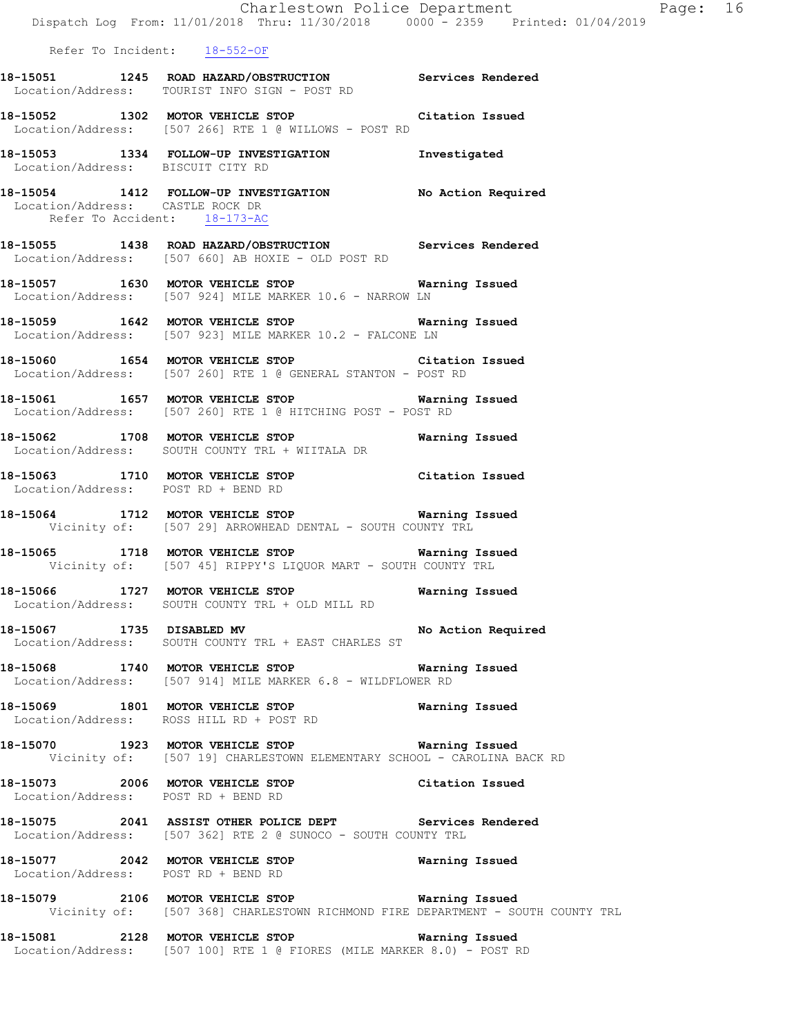Refer To Incident: 18-552-OF

**18-15051 1245 ROAD HAZARD/OBSTRUCTION Services Rendered**
Location/Address: TOURIST INFO SIGN - POST RD

**18-15052 1302 MOTOR VEHICLE STOP Citation Issued**
Location/Address: [507 266] RTE 1 @ WILLOWS - POST RD

**18-15053 1334 FOLLOW-UP INVESTIGATION Investigated**
Location/Address: BISCUIT CITY RD

**18-15054 1412 FOLLOW-UP INVESTIGATION No Action Required**
Location/Address: CASTLE ROCK DR
Refer To Accident: 18-173-AC

**18-15055 1438 ROAD HAZARD/OBSTRUCTION Services Rendered**
Location/Address: [507 660] AB HOXIE - OLD POST RD

**18-15057 1630 MOTOR VEHICLE STOP Warning Issued**
Location/Address: [507 924] MILE MARKER 10.6 - NARROW LN

**18-15059 1642 MOTOR VEHICLE STOP Warning Issued**
Location/Address: [507 923] MILE MARKER 10.2 - FALCONE LN

**18-15060 1654 MOTOR VEHICLE STOP Citation Issued**
Location/Address: [507 260] RTE 1 @ GENERAL STANTON - POST RD

**18-15061 1657 MOTOR VEHICLE STOP Warning Issued**
Location/Address: [507 260] RTE 1 @ HITCHING POST - POST RD

**18-15062 1708 MOTOR VEHICLE STOP Warning Issued**
Location/Address: SOUTH COUNTY TRL + WIITALA DR

**18-15063 1710 MOTOR VEHICLE STOP Citation Issued**
Location/Address: POST RD + BEND RD

**18-15064 1712 MOTOR VEHICLE STOP Warning Issued**
Vicinity of: [507 29] ARROWHEAD DENTAL - SOUTH COUNTY TRL

**18-15065 1718 MOTOR VEHICLE STOP Warning Issued**
Vicinity of: [507 45] RIPPY'S LIQUOR MART - SOUTH COUNTY TRL

**18-15066 1727 MOTOR VEHICLE STOP Warning Issued**
Location/Address: SOUTH COUNTY TRL + OLD MILL RD

**18-15067 1735 DISABLED MV No Action Required**
Location/Address: SOUTH COUNTY TRL + EAST CHARLES ST

**18-15068 1740 MOTOR VEHICLE STOP Warning Issued**
Location/Address: [507 914] MILE MARKER 6.8 - WILDFLOWER RD

**18-15069 1801 MOTOR VEHICLE STOP Warning Issued**
Location/Address: ROSS HILL RD + POST RD

**18-15070 1923 MOTOR VEHICLE STOP Warning Issued**
Vicinity of: [507 19] CHARLESTOWN ELEMENTARY SCHOOL - CAROLINA BACK RD

**18-15073 2006 MOTOR VEHICLE STOP Citation Issued**
Location/Address: POST RD + BEND RD

**18-15075 2041 ASSIST OTHER POLICE DEPT Services Rendered**
Location/Address: [507 362] RTE 2 @ SUNOCO - SOUTH COUNTY TRL

**18-15077 2042 MOTOR VEHICLE STOP Warning Issued**
Location/Address: POST RD + BEND RD

**18-15079 2106 MOTOR VEHICLE STOP Warning Issued**
Vicinity of: [507 368] CHARLESTOWN RICHMOND FIRE DEPARTMENT - SOUTH COUNTY TRL

**18-15081 2128 MOTOR VEHICLE STOP Warning Issued**
Location/Address: [507 100] RTE 1 @ FIORES (MILE MARKER 8.0) - POST RD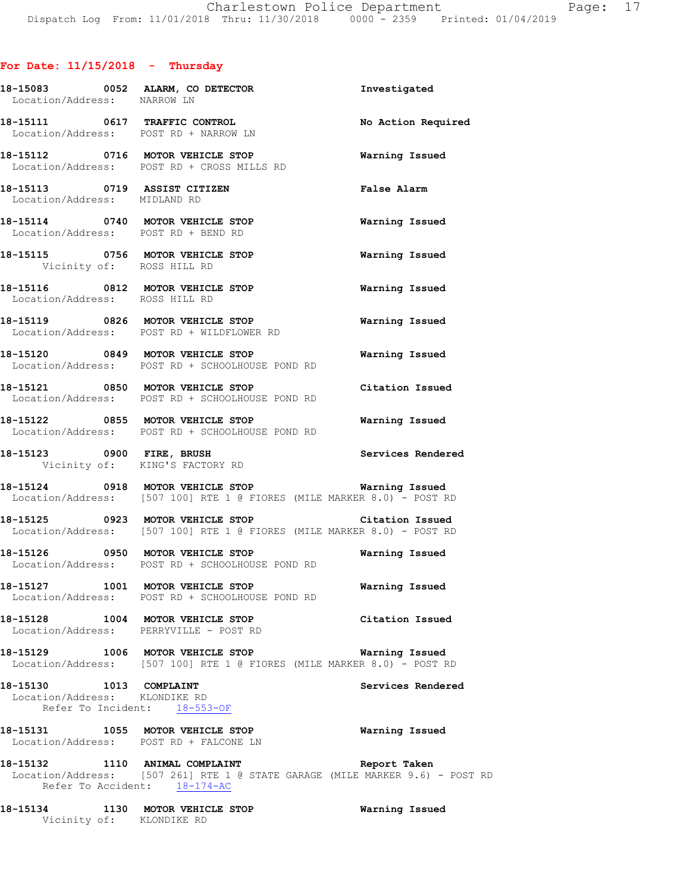## For Date: 11/15/2018 - Thursday

**18-15083 0052 ALARM, CO DETECTOR** — Investigated
Location/Address: NARROW LN

**18-15111 0617 TRAFFIC CONTROL** — No Action Required
Location/Address: POST RD + NARROW LN

**18-15112 0716 MOTOR VEHICLE STOP** — Warning Issued
Location/Address: POST RD + CROSS MILLS RD

**18-15113 0719 ASSIST CITIZEN** — False Alarm
Location/Address: MIDLAND RD

**18-15114 0740 MOTOR VEHICLE STOP** — Warning Issued
Location/Address: POST RD + BEND RD

**18-15115 0756 MOTOR VEHICLE STOP** — Warning Issued
Vicinity of: ROSS HILL RD

**18-15116 0812 MOTOR VEHICLE STOP** — Warning Issued
Location/Address: ROSS HILL RD

**18-15119 0826 MOTOR VEHICLE STOP** — Warning Issued
Location/Address: POST RD + WILDFLOWER RD

**18-15120 0849 MOTOR VEHICLE STOP** — Warning Issued
Location/Address: POST RD + SCHOOLHOUSE POND RD

**18-15121 0850 MOTOR VEHICLE STOP** — Citation Issued
Location/Address: POST RD + SCHOOLHOUSE POND RD

**18-15122 0855 MOTOR VEHICLE STOP** — Warning Issued
Location/Address: POST RD + SCHOOLHOUSE POND RD

**18-15123 0900 FIRE, BRUSH** — Services Rendered
Vicinity of: KING'S FACTORY RD

**18-15124 0918 MOTOR VEHICLE STOP** — Warning Issued
Location/Address: [507 100] RTE 1 @ FIORES (MILE MARKER 8.0) - POST RD

**18-15125 0923 MOTOR VEHICLE STOP** — Citation Issued
Location/Address: [507 100] RTE 1 @ FIORES (MILE MARKER 8.0) - POST RD

**18-15126 0950 MOTOR VEHICLE STOP** — Warning Issued
Location/Address: POST RD + SCHOOLHOUSE POND RD

**18-15127 1001 MOTOR VEHICLE STOP** — Warning Issued
Location/Address: POST RD + SCHOOLHOUSE POND RD

**18-15128 1004 MOTOR VEHICLE STOP** — Citation Issued
Location/Address: PERRYVILLE - POST RD

**18-15129 1006 MOTOR VEHICLE STOP** — Warning Issued
Location/Address: [507 100] RTE 1 @ FIORES (MILE MARKER 8.0) - POST RD

**18-15130 1013 COMPLAINT** — Services Rendered
Location/Address: KLONDIKE RD
Refer To Incident: 18-553-OF

**18-15131 1055 MOTOR VEHICLE STOP** — Warning Issued
Location/Address: POST RD + FALCONE LN

**18-15132 1110 ANIMAL COMPLAINT** — Report Taken
Location/Address: [507 261] RTE 1 @ STATE GARAGE (MILE MARKER 9.6) - POST RD
Refer To Accident: 18-174-AC

**18-15134 1130 MOTOR VEHICLE STOP** — Warning Issued
Vicinity of: KLONDIKE RD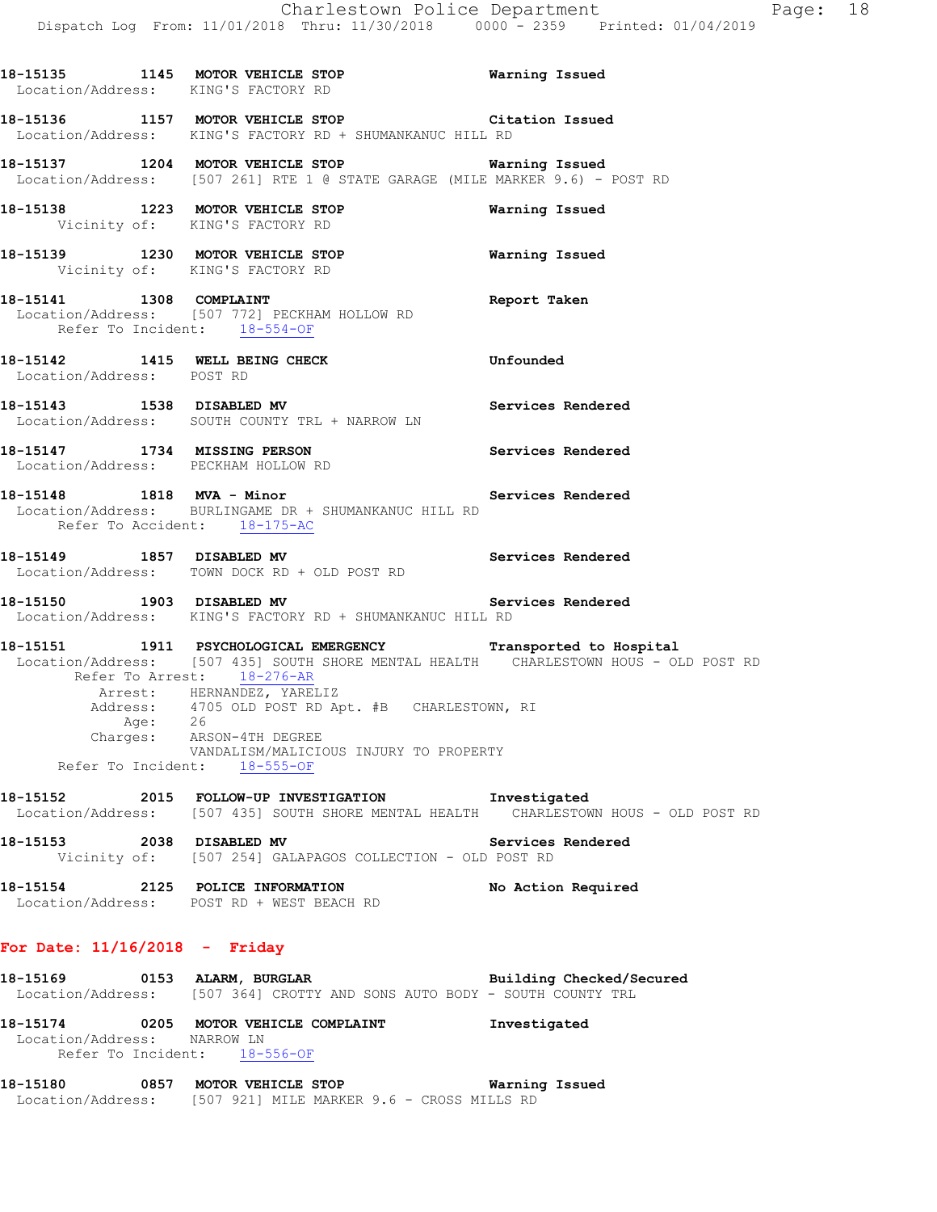18-15135 1145 MOTOR VEHICLE STOP Warning Issued
Location/Address: KING'S FACTORY RD

18-15136 1157 MOTOR VEHICLE STOP Citation Issued
Location/Address: KING'S FACTORY RD + SHUMANKANUC HILL RD

18-15137 1204 MOTOR VEHICLE STOP Warning Issued
Location/Address: [507 261] RTE 1 @ STATE GARAGE (MILE MARKER 9.6) - POST RD

18-15138 1223 MOTOR VEHICLE STOP Warning Issued
Vicinity of: KING'S FACTORY RD

18-15139 1230 MOTOR VEHICLE STOP Warning Issued
Vicinity of: KING'S FACTORY RD

18-15141 1308 COMPLAINT Report Taken
Location/Address: [507 772] PECKHAM HOLLOW RD
Refer To Incident: 18-554-OF

18-15142 1415 WELL BEING CHECK Unfounded
Location/Address: POST RD

18-15143 1538 DISABLED MV Services Rendered
Location/Address: SOUTH COUNTY TRL + NARROW LN

18-15147 1734 MISSING PERSON Services Rendered
Location/Address: PECKHAM HOLLOW RD

18-15148 1818 MVA - Minor Services Rendered
Location/Address: BURLINGAME DR + SHUMANKANUC HILL RD
Refer To Accident: 18-175-AC

18-15149 1857 DISABLED MV Services Rendered
Location/Address: TOWN DOCK RD + OLD POST RD

18-15150 1903 DISABLED MV Services Rendered
Location/Address: KING'S FACTORY RD + SHUMANKANUC HILL RD

18-15151 1911 PSYCHOLOGICAL EMERGENCY Transported to Hospital
Location/Address: [507 435] SOUTH SHORE MENTAL HEALTH CHARLESTOWN HOUS - OLD POST RD
Refer To Arrest: 18-276-AR
Arrest: HERNANDEZ, YARELIZ
Address: 4705 OLD POST RD Apt. #B CHARLESTOWN, RI
Age: 26
Charges: ARSON-4TH DEGREE
VANDALISM/MALICIOUS INJURY TO PROPERTY
Refer To Incident: 18-555-OF

18-15152 2015 FOLLOW-UP INVESTIGATION Investigated
Location/Address: [507 435] SOUTH SHORE MENTAL HEALTH CHARLESTOWN HOUS - OLD POST RD

18-15153 2038 DISABLED MV Services Rendered
Vicinity of: [507 254] GALAPAGOS COLLECTION - OLD POST RD

18-15154 2125 POLICE INFORMATION No Action Required
Location/Address: POST RD + WEST BEACH RD

## For Date: 11/16/2018 - Friday

18-15169 0153 ALARM, BURGLAR Building Checked/Secured
Location/Address: [507 364] CROTTY AND SONS AUTO BODY - SOUTH COUNTY TRL

18-15174 0205 MOTOR VEHICLE COMPLAINT Investigated
Location/Address: NARROW LN
Refer To Incident: 18-556-OF

18-15180 0857 MOTOR VEHICLE STOP Warning Issued
Location/Address: [507 921] MILE MARKER 9.6 - CROSS MILLS RD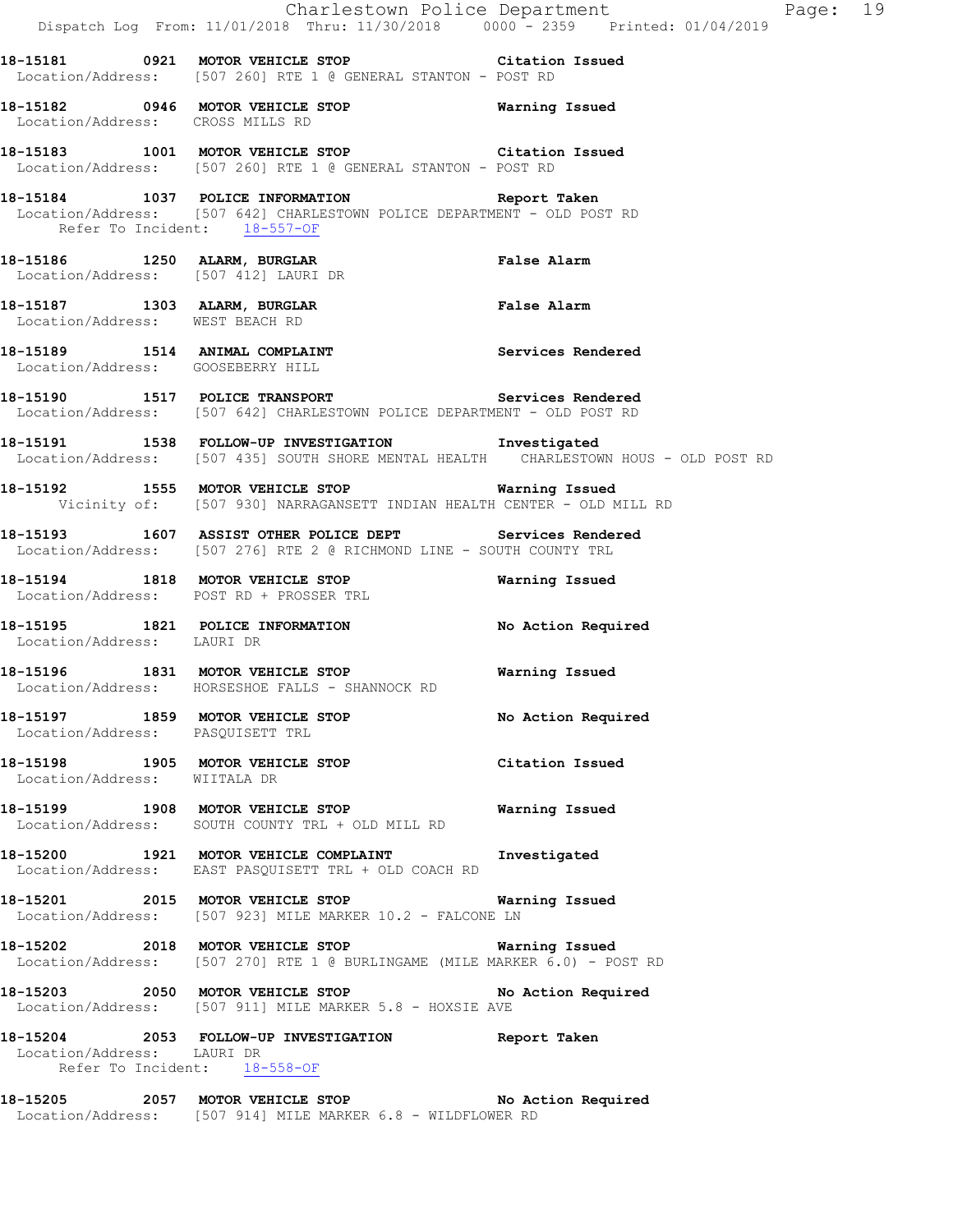**18-15181 0921 MOTOR VEHICLE STOP Citation Issued**
Location/Address: [507 260] RTE 1 @ GENERAL STANTON - POST RD

**18-15182 0946 MOTOR VEHICLE STOP Warning Issued**
Location/Address: CROSS MILLS RD

**18-15183 1001 MOTOR VEHICLE STOP Citation Issued**
Location/Address: [507 260] RTE 1 @ GENERAL STANTON - POST RD

**18-15184 1037 POLICE INFORMATION Report Taken**
Location/Address: [507 642] CHARLESTOWN POLICE DEPARTMENT - OLD POST RD
Refer To Incident: 18-557-OF

**18-15186 1250 ALARM, BURGLAR False Alarm**
Location/Address: [507 412] LAURI DR

**18-15187 1303 ALARM, BURGLAR False Alarm**
Location/Address: WEST BEACH RD

**18-15189 1514 ANIMAL COMPLAINT Services Rendered**
Location/Address: GOOSEBERRY HILL

**18-15190 1517 POLICE TRANSPORT Services Rendered**
Location/Address: [507 642] CHARLESTOWN POLICE DEPARTMENT - OLD POST RD

**18-15191 1538 FOLLOW-UP INVESTIGATION Investigated**
Location/Address: [507 435] SOUTH SHORE MENTAL HEALTH CHARLESTOWN HOUS - OLD POST RD

**18-15192 1555 MOTOR VEHICLE STOP Warning Issued**
Vicinity of: [507 930] NARRAGANSETT INDIAN HEALTH CENTER - OLD MILL RD

**18-15193 1607 ASSIST OTHER POLICE DEPT Services Rendered**
Location/Address: [507 276] RTE 2 @ RICHMOND LINE - SOUTH COUNTY TRL

**18-15194 1818 MOTOR VEHICLE STOP Warning Issued**
Location/Address: POST RD + PROSSER TRL

**18-15195 1821 POLICE INFORMATION No Action Required**
Location/Address: LAURI DR

**18-15196 1831 MOTOR VEHICLE STOP Warning Issued**
Location/Address: HORSESHOE FALLS - SHANNOCK RD

**18-15197 1859 MOTOR VEHICLE STOP No Action Required**
Location/Address: PASQUISETT TRL

**18-15198 1905 MOTOR VEHICLE STOP Citation Issued**
Location/Address: WIITALA DR

**18-15199 1908 MOTOR VEHICLE STOP Warning Issued**
Location/Address: SOUTH COUNTY TRL + OLD MILL RD

**18-15200 1921 MOTOR VEHICLE COMPLAINT Investigated**
Location/Address: EAST PASQUISETT TRL + OLD COACH RD

**18-15201 2015 MOTOR VEHICLE STOP Warning Issued**
Location/Address: [507 923] MILE MARKER 10.2 - FALCONE LN

**18-15202 2018 MOTOR VEHICLE STOP Warning Issued**
Location/Address: [507 270] RTE 1 @ BURLINGAME (MILE MARKER 6.0) - POST RD

**18-15203 2050 MOTOR VEHICLE STOP No Action Required**
Location/Address: [507 911] MILE MARKER 5.8 - HOXSIE AVE

**18-15204 2053 FOLLOW-UP INVESTIGATION Report Taken**
Location/Address: LAURI DR
Refer To Incident: 18-558-OF

**18-15205 2057 MOTOR VEHICLE STOP No Action Required**
Location/Address: [507 914] MILE MARKER 6.8 - WILDFLOWER RD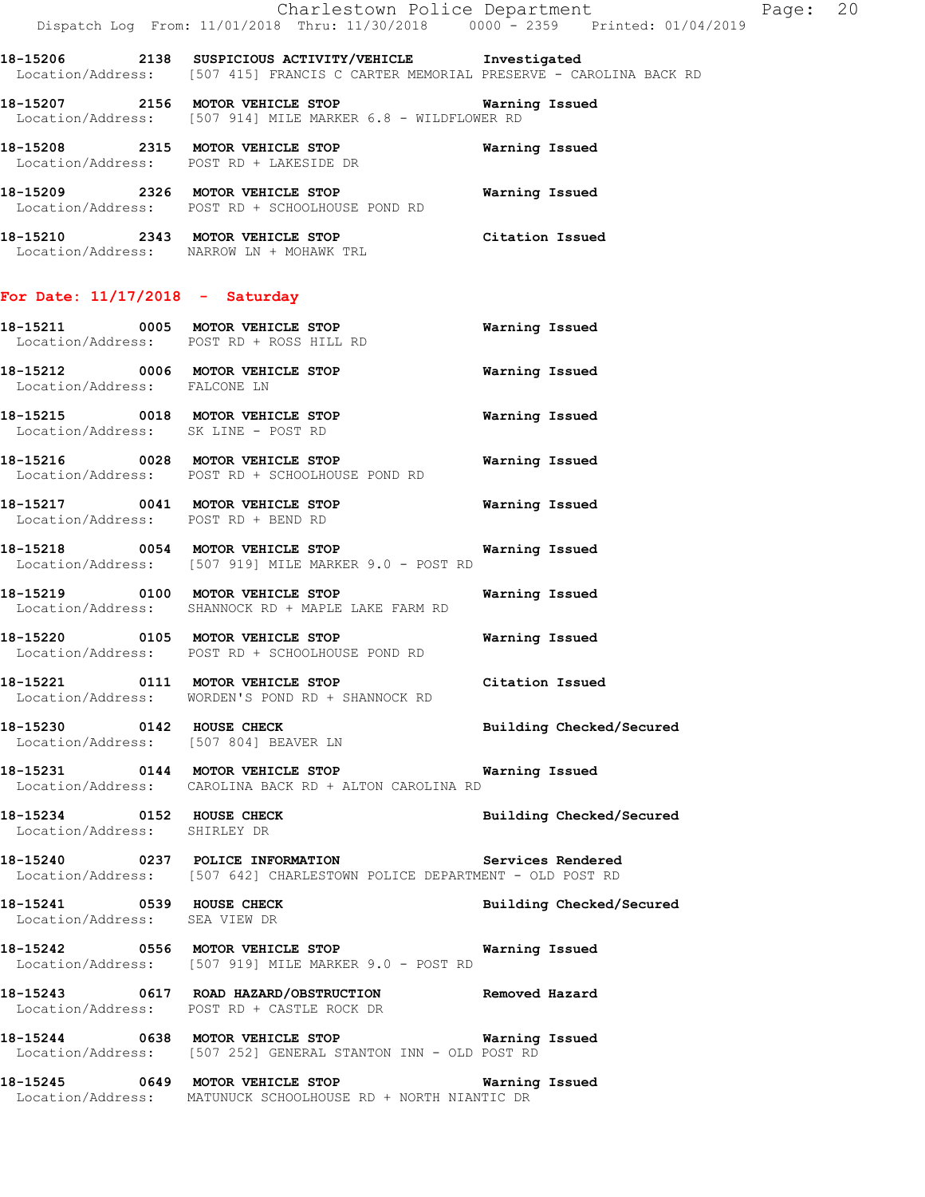18-15206 2138 **SUSPICIOUS ACTIVITY/VEHICLE** **Investigated**
Location/Address: [507 415] FRANCIS C CARTER MEMORIAL PRESERVE - CAROLINA BACK RD

18-15207 2156 **MOTOR VEHICLE STOP** **Warning Issued**
Location/Address: [507 914] MILE MARKER 6.8 - WILDFLOWER RD

18-15208 2315 **MOTOR VEHICLE STOP** **Warning Issued**
Location/Address: POST RD + LAKESIDE DR

18-15209 2326 **MOTOR VEHICLE STOP** **Warning Issued**
Location/Address: POST RD + SCHOOLHOUSE POND RD

18-15210 2343 **MOTOR VEHICLE STOP** **Citation Issued**
Location/Address: NARROW LN + MOHAWK TRL

## For Date: 11/17/2018 - Saturday

18-15211 0005 **MOTOR VEHICLE STOP** **Warning Issued**
Location/Address: POST RD + ROSS HILL RD

18-15212 0006 **MOTOR VEHICLE STOP** **Warning Issued**
Location/Address: FALCONE LN

18-15215 0018 **MOTOR VEHICLE STOP** **Warning Issued**
Location/Address: SK LINE - POST RD

18-15216 0028 **MOTOR VEHICLE STOP** **Warning Issued**
Location/Address: POST RD + SCHOOLHOUSE POND RD

18-15217 0041 **MOTOR VEHICLE STOP** **Warning Issued**
Location/Address: POST RD + BEND RD

18-15218 0054 **MOTOR VEHICLE STOP** **Warning Issued**
Location/Address: [507 919] MILE MARKER 9.0 - POST RD

18-15219 0100 **MOTOR VEHICLE STOP** **Warning Issued**
Location/Address: SHANNOCK RD + MAPLE LAKE FARM RD

18-15220 0105 **MOTOR VEHICLE STOP** **Warning Issued**
Location/Address: POST RD + SCHOOLHOUSE POND RD

18-15221 0111 **MOTOR VEHICLE STOP** **Citation Issued**
Location/Address: WORDEN'S POND RD + SHANNOCK RD

18-15230 0142 **HOUSE CHECK** **Building Checked/Secured**
Location/Address: [507 804] BEAVER LN

18-15231 0144 **MOTOR VEHICLE STOP** **Warning Issued**
Location/Address: CAROLINA BACK RD + ALTON CAROLINA RD

18-15234 0152 **HOUSE CHECK** **Building Checked/Secured**
Location/Address: SHIRLEY DR

18-15240 0237 **POLICE INFORMATION** **Services Rendered**
Location/Address: [507 642] CHARLESTOWN POLICE DEPARTMENT - OLD POST RD

18-15241 0539 **HOUSE CHECK** **Building Checked/Secured**
Location/Address: SEA VIEW DR

18-15242 0556 **MOTOR VEHICLE STOP** **Warning Issued**
Location/Address: [507 919] MILE MARKER 9.0 - POST RD

18-15243 0617 **ROAD HAZARD/OBSTRUCTION** **Removed Hazard**
Location/Address: POST RD + CASTLE ROCK DR

18-15244 0638 **MOTOR VEHICLE STOP** **Warning Issued**
Location/Address: [507 252] GENERAL STANTON INN - OLD POST RD

18-15245 0649 **MOTOR VEHICLE STOP** **Warning Issued**
Location/Address: MATUNUCK SCHOOLHOUSE RD + NORTH NIANTIC DR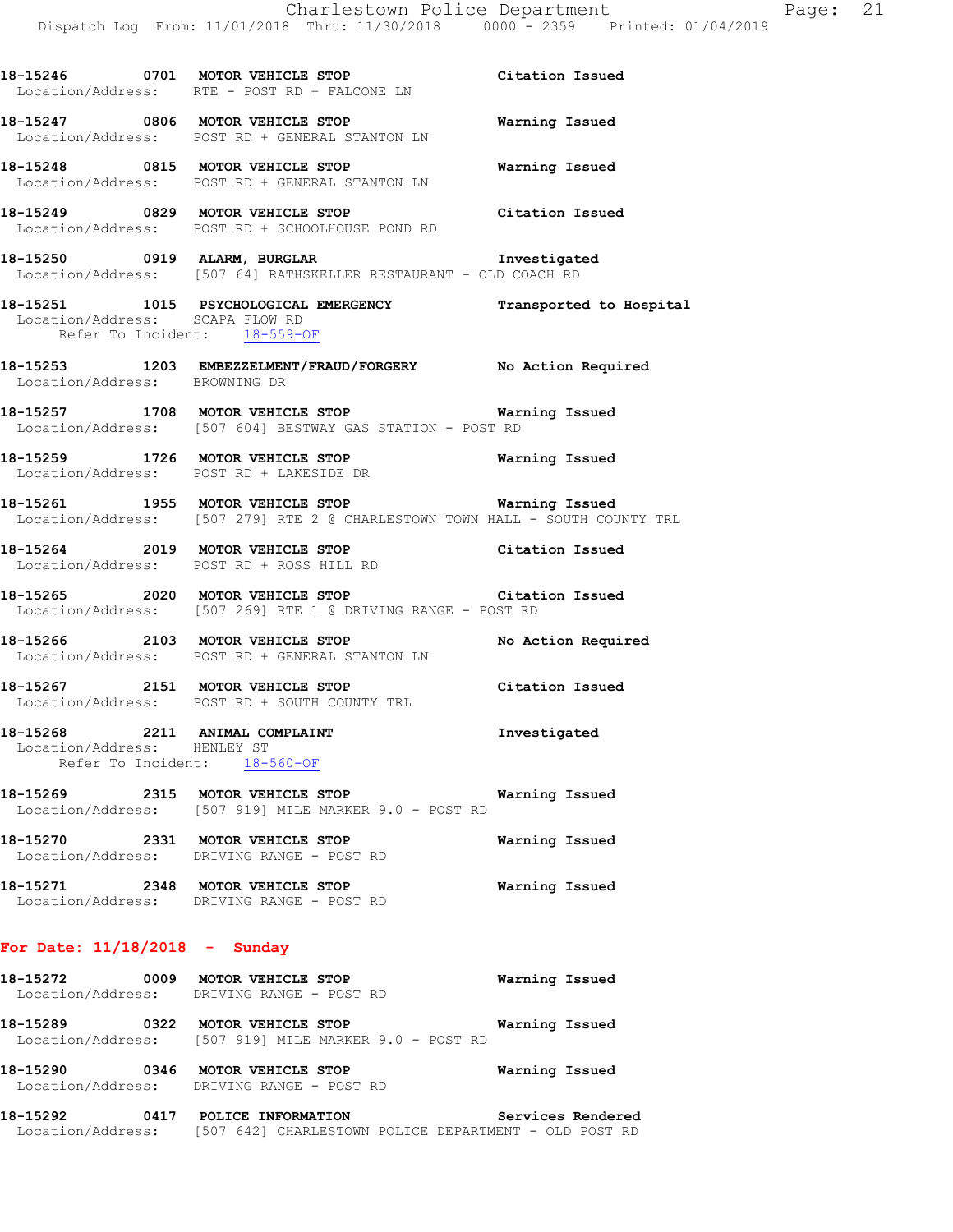18-15246 0701 **MOTOR VEHICLE STOP** **Citation Issued**
Location/Address: RTE - POST RD + FALCONE LN

18-15247 0806 **MOTOR VEHICLE STOP** **Warning Issued**
Location/Address: POST RD + GENERAL STANTON LN

18-15248 0815 **MOTOR VEHICLE STOP** **Warning Issued**
Location/Address: POST RD + GENERAL STANTON LN

18-15249 0829 **MOTOR VEHICLE STOP** **Citation Issued**
Location/Address: POST RD + SCHOOLHOUSE POND RD

18-15250 0919 **ALARM, BURGLAR** **Investigated**
Location/Address: [507 64] RATHSKELLER RESTAURANT - OLD COACH RD

18-15251 1015 **PSYCHOLOGICAL EMERGENCY** **Transported to Hospital**
Location/Address: SCAPA FLOW RD
Refer To Incident: 18-559-OF

18-15253 1203 **EMBEZZELMENT/FRAUD/FORGERY** **No Action Required**
Location/Address: BROWNING DR

18-15257 1708 **MOTOR VEHICLE STOP** **Warning Issued**
Location/Address: [507 604] BESTWAY GAS STATION - POST RD

18-15259 1726 **MOTOR VEHICLE STOP** **Warning Issued**
Location/Address: POST RD + LAKESIDE DR

18-15261 1955 **MOTOR VEHICLE STOP** **Warning Issued**
Location/Address: [507 279] RTE 2 @ CHARLESTOWN TOWN HALL - SOUTH COUNTY TRL

18-15264 2019 **MOTOR VEHICLE STOP** **Citation Issued**
Location/Address: POST RD + ROSS HILL RD

18-15265 2020 **MOTOR VEHICLE STOP** **Citation Issued**
Location/Address: [507 269] RTE 1 @ DRIVING RANGE - POST RD

18-15266 2103 **MOTOR VEHICLE STOP** **No Action Required**
Location/Address: POST RD + GENERAL STANTON LN

18-15267 2151 **MOTOR VEHICLE STOP** **Citation Issued**
Location/Address: POST RD + SOUTH COUNTY TRL

18-15268 2211 **ANIMAL COMPLAINT** **Investigated**
Location/Address: HENLEY ST
Refer To Incident: 18-560-OF

18-15269 2315 **MOTOR VEHICLE STOP** **Warning Issued**
Location/Address: [507 919] MILE MARKER 9.0 - POST RD

18-15270 2331 **MOTOR VEHICLE STOP** **Warning Issued**
Location/Address: DRIVING RANGE - POST RD

18-15271 2348 **MOTOR VEHICLE STOP** **Warning Issued**
Location/Address: DRIVING RANGE - POST RD

## For Date: 11/18/2018 - Sunday

18-15272 0009 **MOTOR VEHICLE STOP** **Warning Issued**
Location/Address: DRIVING RANGE - POST RD

18-15289 0322 **MOTOR VEHICLE STOP** **Warning Issued**
Location/Address: [507 919] MILE MARKER 9.0 - POST RD

18-15290 0346 **MOTOR VEHICLE STOP** **Warning Issued**
Location/Address: DRIVING RANGE - POST RD

18-15292 0417 **POLICE INFORMATION** **Services Rendered**
Location/Address: [507 642] CHARLESTOWN POLICE DEPARTMENT - OLD POST RD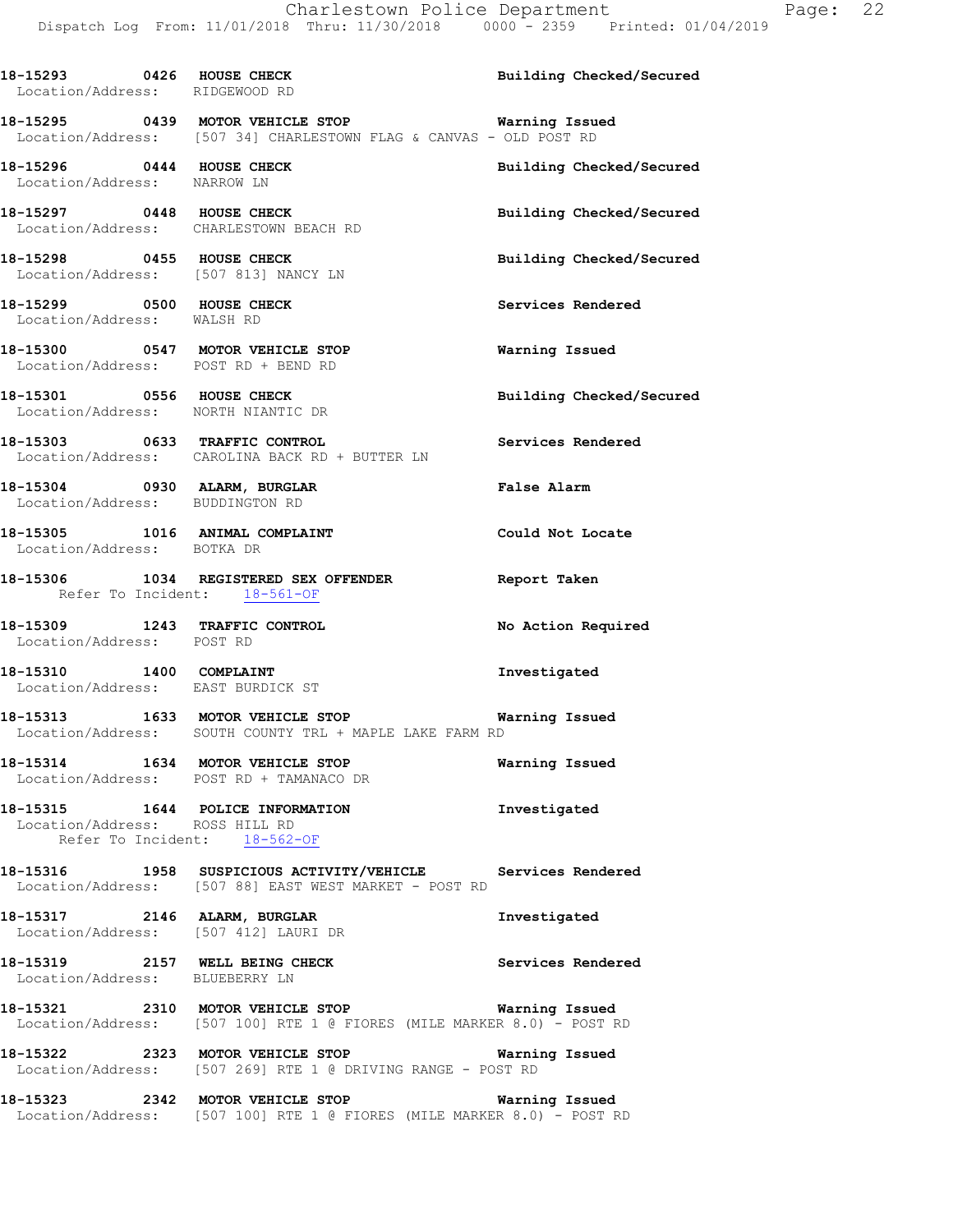18-15293 0426 HOUSE CHECK Building Checked/Secured
Location/Address: RIDGEWOOD RD

18-15295 0439 MOTOR VEHICLE STOP Warning Issued
Location/Address: [507 34] CHARLESTOWN FLAG & CANVAS - OLD POST RD

18-15296 0444 HOUSE CHECK Building Checked/Secured
Location/Address: NARROW LN

18-15297 0448 HOUSE CHECK Building Checked/Secured
Location/Address: CHARLESTOWN BEACH RD

18-15298 0455 HOUSE CHECK Building Checked/Secured
Location/Address: [507 813] NANCY LN

18-15299 0500 HOUSE CHECK Services Rendered
Location/Address: WALSH RD

18-15300 0547 MOTOR VEHICLE STOP Warning Issued
Location/Address: POST RD + BEND RD

18-15301 0556 HOUSE CHECK Building Checked/Secured
Location/Address: NORTH NIANTIC DR

18-15303 0633 TRAFFIC CONTROL Services Rendered
Location/Address: CAROLINA BACK RD + BUTTER LN

18-15304 0930 ALARM, BURGLAR False Alarm
Location/Address: BUDDINGTON RD

18-15305 1016 ANIMAL COMPLAINT Could Not Locate
Location/Address: BOTKA DR

18-15306 1034 REGISTERED SEX OFFENDER Report Taken
Refer To Incident: 18-561-OF

18-15309 1243 TRAFFIC CONTROL No Action Required
Location/Address: POST RD

18-15310 1400 COMPLAINT Investigated
Location/Address: EAST BURDICK ST

18-15313 1633 MOTOR VEHICLE STOP Warning Issued
Location/Address: SOUTH COUNTY TRL + MAPLE LAKE FARM RD

18-15314 1634 MOTOR VEHICLE STOP Warning Issued
Location/Address: POST RD + TAMANACO DR

18-15315 1644 POLICE INFORMATION Investigated
Location/Address: ROSS HILL RD
Refer To Incident: 18-562-OF

18-15316 1958 SUSPICIOUS ACTIVITY/VEHICLE Services Rendered
Location/Address: [507 88] EAST WEST MARKET - POST RD

18-15317 2146 ALARM, BURGLAR Investigated
Location/Address: [507 412] LAURI DR

18-15319 2157 WELL BEING CHECK Services Rendered
Location/Address: BLUEBERRY LN

18-15321 2310 MOTOR VEHICLE STOP Warning Issued
Location/Address: [507 100] RTE 1 @ FIORES (MILE MARKER 8.0) - POST RD

18-15322 2323 MOTOR VEHICLE STOP Warning Issued
Location/Address: [507 269] RTE 1 @ DRIVING RANGE - POST RD

18-15323 2342 MOTOR VEHICLE STOP Warning Issued
Location/Address: [507 100] RTE 1 @ FIORES (MILE MARKER 8.0) - POST RD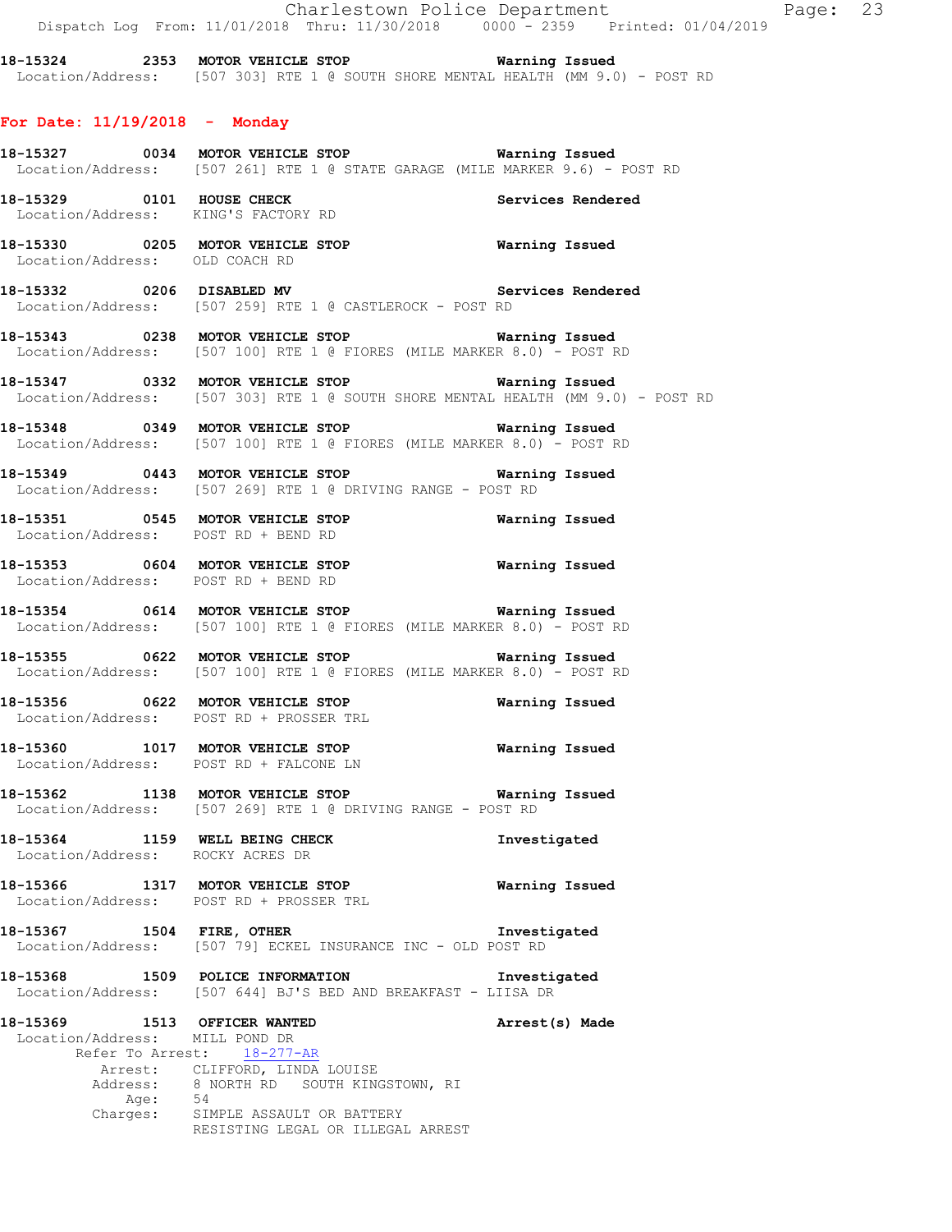18-15324 2353 **MOTOR VEHICLE STOP** Warning Issued
Location/Address: [507 303] RTE 1 @ SOUTH SHORE MENTAL HEALTH (MM 9.0) - POST RD

## For Date: 11/19/2018 - Monday

**18-15327 0034 MOTOR VEHICLE STOP** **Warning Issued**
Location/Address: [507 261] RTE 1 @ STATE GARAGE (MILE MARKER 9.6) - POST RD

**18-15329 0101 HOUSE CHECK** **Services Rendered**
Location/Address: KING'S FACTORY RD

**18-15330 0205 MOTOR VEHICLE STOP** **Warning Issued**
Location/Address: OLD COACH RD

**18-15332 0206 DISABLED MV** **Services Rendered**
Location/Address: [507 259] RTE 1 @ CASTLEROCK - POST RD

**18-15343 0238 MOTOR VEHICLE STOP** **Warning Issued**
Location/Address: [507 100] RTE 1 @ FIORES (MILE MARKER 8.0) - POST RD

**18-15347 0332 MOTOR VEHICLE STOP** **Warning Issued**
Location/Address: [507 303] RTE 1 @ SOUTH SHORE MENTAL HEALTH (MM 9.0) - POST RD

**18-15348 0349 MOTOR VEHICLE STOP** **Warning Issued**
Location/Address: [507 100] RTE 1 @ FIORES (MILE MARKER 8.0) - POST RD

**18-15349 0443 MOTOR VEHICLE STOP** **Warning Issued**
Location/Address: [507 269] RTE 1 @ DRIVING RANGE - POST RD

**18-15351 0545 MOTOR VEHICLE STOP** **Warning Issued**
Location/Address: POST RD + BEND RD

**18-15353 0604 MOTOR VEHICLE STOP** **Warning Issued**
Location/Address: POST RD + BEND RD

**18-15354 0614 MOTOR VEHICLE STOP** **Warning Issued**
Location/Address: [507 100] RTE 1 @ FIORES (MILE MARKER 8.0) - POST RD

**18-15355 0622 MOTOR VEHICLE STOP** **Warning Issued**
Location/Address: [507 100] RTE 1 @ FIORES (MILE MARKER 8.0) - POST RD

**18-15356 0622 MOTOR VEHICLE STOP** **Warning Issued**
Location/Address: POST RD + PROSSER TRL

**18-15360 1017 MOTOR VEHICLE STOP** **Warning Issued**
Location/Address: POST RD + FALCONE LN

**18-15362 1138 MOTOR VEHICLE STOP** **Warning Issued**
Location/Address: [507 269] RTE 1 @ DRIVING RANGE - POST RD

**18-15364 1159 WELL BEING CHECK** **Investigated**
Location/Address: ROCKY ACRES DR

**18-15366 1317 MOTOR VEHICLE STOP** **Warning Issued**
Location/Address: POST RD + PROSSER TRL

**18-15367 1504 FIRE, OTHER** **Investigated**
Location/Address: [507 79] ECKEL INSURANCE INC - OLD POST RD

**18-15368 1509 POLICE INFORMATION** **Investigated**
Location/Address: [507 644] BJ'S BED AND BREAKFAST - LIISA DR

**18-15369 1513 OFFICER WANTED** **Arrest(s) Made**
Location/Address: MILL POND DR
Refer To Arrest: 18-277-AR
Arrest: CLIFFORD, LINDA LOUISE
Address: 8 NORTH RD SOUTH KINGSTOWN, RI
Age: 54
Charges: SIMPLE ASSAULT OR BATTERY
RESISTING LEGAL OR ILLEGAL ARREST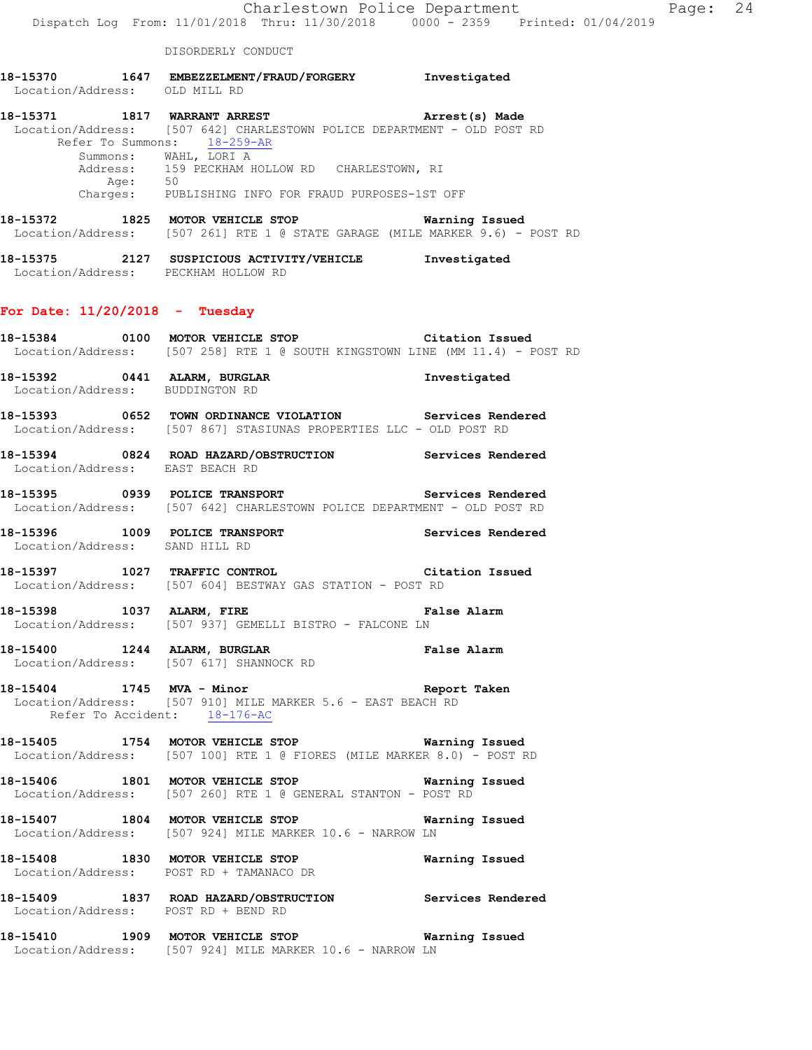DISORDERLY CONDUCT

**18-15370 1647 EMBEZZELMENT/FRAUD/FORGERY Investigated**
Location/Address: OLD MILL RD

**18-15371 1817 WARRANT ARREST Arrest(s) Made**
Location/Address: [507 642] CHARLESTOWN POLICE DEPARTMENT - OLD POST RD
Refer To Summons: 18-259-AR
Summons: WAHL, LORI A
Address: 159 PECKHAM HOLLOW RD CHARLESTOWN, RI
Age: 50
Charges: PUBLISHING INFO FOR FRAUD PURPOSES-1ST OFF

**18-15372 1825 MOTOR VEHICLE STOP Warning Issued**
Location/Address: [507 261] RTE 1 @ STATE GARAGE (MILE MARKER 9.6) - POST RD

**18-15375 2127 SUSPICIOUS ACTIVITY/VEHICLE Investigated**
Location/Address: PECKHAM HOLLOW RD

## For Date: 11/20/2018 - Tuesday

**18-15384 0100 MOTOR VEHICLE STOP Citation Issued**
Location/Address: [507 258] RTE 1 @ SOUTH KINGSTOWN LINE (MM 11.4) - POST RD

**18-15392 0441 ALARM, BURGLAR Investigated**
Location/Address: BUDDINGTON RD

**18-15393 0652 TOWN ORDINANCE VIOLATION Services Rendered**
Location/Address: [507 867] STASIUNAS PROPERTIES LLC - OLD POST RD

**18-15394 0824 ROAD HAZARD/OBSTRUCTION Services Rendered**
Location/Address: EAST BEACH RD

**18-15395 0939 POLICE TRANSPORT Services Rendered**
Location/Address: [507 642] CHARLESTOWN POLICE DEPARTMENT - OLD POST RD

**18-15396 1009 POLICE TRANSPORT Services Rendered**
Location/Address: SAND HILL RD

**18-15397 1027 TRAFFIC CONTROL Citation Issued**
Location/Address: [507 604] BESTWAY GAS STATION - POST RD

**18-15398 1037 ALARM, FIRE False Alarm**
Location/Address: [507 937] GEMELLI BISTRO - FALCONE LN

**18-15400 1244 ALARM, BURGLAR False Alarm**
Location/Address: [507 617] SHANNOCK RD

**18-15404 1745 MVA - Minor Report Taken**
Location/Address: [507 910] MILE MARKER 5.6 - EAST BEACH RD
Refer To Accident: 18-176-AC

**18-15405 1754 MOTOR VEHICLE STOP Warning Issued**
Location/Address: [507 100] RTE 1 @ FIORES (MILE MARKER 8.0) - POST RD

**18-15406 1801 MOTOR VEHICLE STOP Warning Issued**
Location/Address: [507 260] RTE 1 @ GENERAL STANTON - POST RD

**18-15407 1804 MOTOR VEHICLE STOP Warning Issued**
Location/Address: [507 924] MILE MARKER 10.6 - NARROW LN

**18-15408 1830 MOTOR VEHICLE STOP Warning Issued**
Location/Address: POST RD + TAMANACO DR

**18-15409 1837 ROAD HAZARD/OBSTRUCTION Services Rendered**
Location/Address: POST RD + BEND RD

**18-15410 1909 MOTOR VEHICLE STOP Warning Issued**
Location/Address: [507 924] MILE MARKER 10.6 - NARROW LN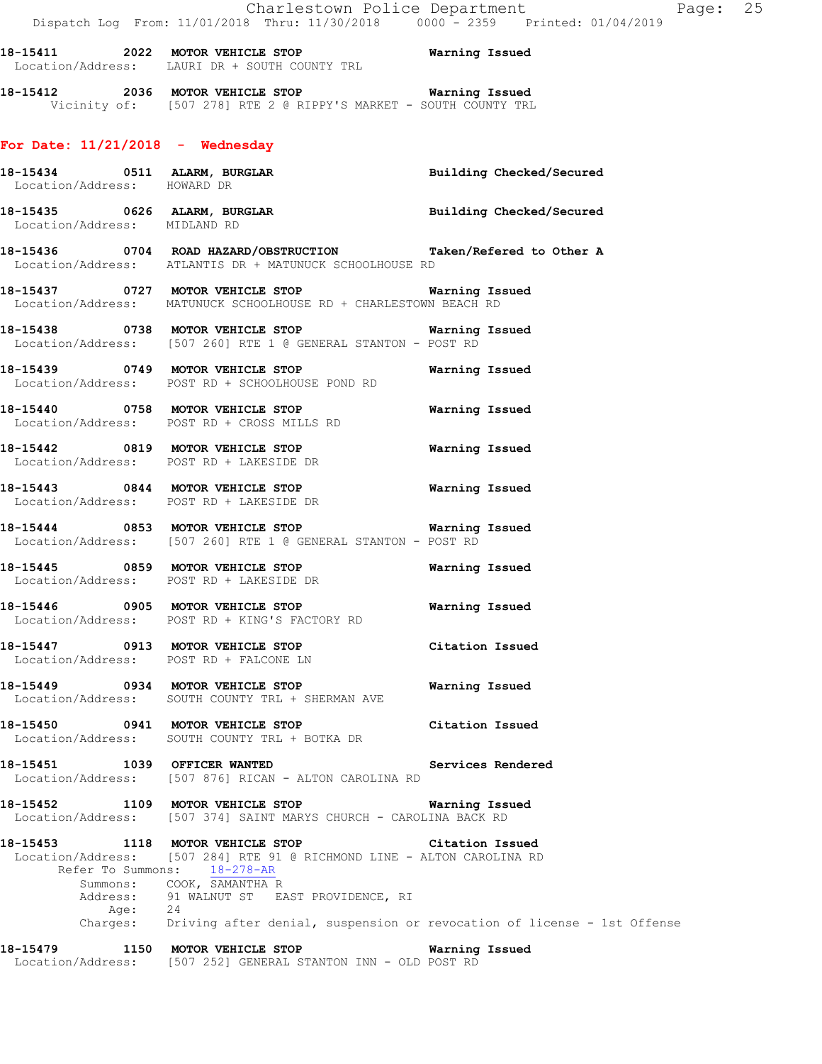**18-15411 2022 MOTOR VEHICLE STOP Warning Issued**
Location/Address: LAURI DR + SOUTH COUNTY TRL

**18-15412 2036 MOTOR VEHICLE STOP Warning Issued**
Vicinity of: [507 278] RTE 2 @ RIPPY'S MARKET - SOUTH COUNTY TRL

## For Date: 11/21/2018 - Wednesday

**18-15434 0511 ALARM, BURGLAR Building Checked/Secured**
Location/Address: HOWARD DR

**18-15435 0626 ALARM, BURGLAR Building Checked/Secured**
Location/Address: MIDLAND RD

**18-15436 0704 ROAD HAZARD/OBSTRUCTION Taken/Refered to Other A**
Location/Address: ATLANTIS DR + MATUNUCK SCHOOLHOUSE RD

**18-15437 0727 MOTOR VEHICLE STOP Warning Issued**
Location/Address: MATUNUCK SCHOOLHOUSE RD + CHARLESTOWN BEACH RD

**18-15438 0738 MOTOR VEHICLE STOP Warning Issued**
Location/Address: [507 260] RTE 1 @ GENERAL STANTON - POST RD

**18-15439 0749 MOTOR VEHICLE STOP Warning Issued**
Location/Address: POST RD + SCHOOLHOUSE POND RD

**18-15440 0758 MOTOR VEHICLE STOP Warning Issued**
Location/Address: POST RD + CROSS MILLS RD

**18-15442 0819 MOTOR VEHICLE STOP Warning Issued**
Location/Address: POST RD + LAKESIDE DR

**18-15443 0844 MOTOR VEHICLE STOP Warning Issued**
Location/Address: POST RD + LAKESIDE DR

**18-15444 0853 MOTOR VEHICLE STOP Warning Issued**
Location/Address: [507 260] RTE 1 @ GENERAL STANTON - POST RD

**18-15445 0859 MOTOR VEHICLE STOP Warning Issued**
Location/Address: POST RD + LAKESIDE DR

**18-15446 0905 MOTOR VEHICLE STOP Warning Issued**
Location/Address: POST RD + KING'S FACTORY RD

**18-15447 0913 MOTOR VEHICLE STOP Citation Issued**
Location/Address: POST RD + FALCONE LN

**18-15449 0934 MOTOR VEHICLE STOP Warning Issued**
Location/Address: SOUTH COUNTY TRL + SHERMAN AVE

**18-15450 0941 MOTOR VEHICLE STOP Citation Issued**
Location/Address: SOUTH COUNTY TRL + BOTKA DR

**18-15451 1039 OFFICER WANTED Services Rendered**
Location/Address: [507 876] RICAN - ALTON CAROLINA RD

**18-15452 1109 MOTOR VEHICLE STOP Warning Issued**
Location/Address: [507 374] SAINT MARYS CHURCH - CAROLINA BACK RD

**18-15453 1118 MOTOR VEHICLE STOP Citation Issued**
Location/Address: [507 284] RTE 91 @ RICHMOND LINE - ALTON CAROLINA RD
Refer To Summons: 18-278-AR
Summons: COOK, SAMANTHA R
Address: 91 WALNUT ST EAST PROVIDENCE, RI
Age: 24
Charges: Driving after denial, suspension or revocation of license - 1st Offense

**18-15479 1150 MOTOR VEHICLE STOP Warning Issued**
Location/Address: [507 252] GENERAL STANTON INN - OLD POST RD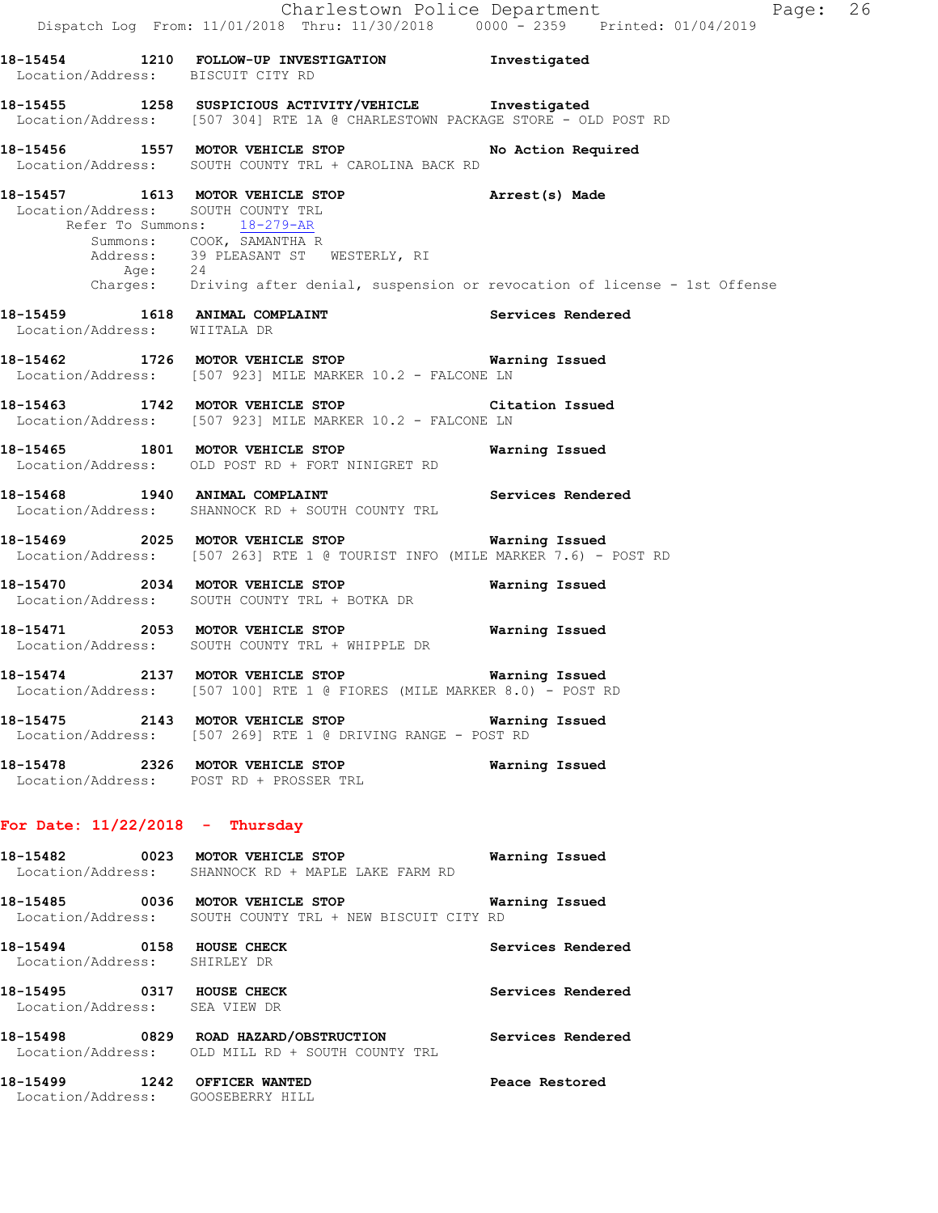**18-15454 1210 FOLLOW-UP INVESTIGATION** **Investigated**
Location/Address: BISCUIT CITY RD

**18-15455 1258 SUSPICIOUS ACTIVITY/VEHICLE** **Investigated**
Location/Address: [507 304] RTE 1A @ CHARLESTOWN PACKAGE STORE - OLD POST RD

**18-15456 1557 MOTOR VEHICLE STOP** **No Action Required**
Location/Address: SOUTH COUNTY TRL + CAROLINA BACK RD

**18-15457 1613 MOTOR VEHICLE STOP** **Arrest(s) Made**
Location/Address: SOUTH COUNTY TRL
Refer To Summons: 18-279-AR
Summons: COOK, SAMANTHA R
Address: 39 PLEASANT ST WESTERLY, RI
Age: 24
Charges: Driving after denial, suspension or revocation of license - 1st Offense

**18-15459 1618 ANIMAL COMPLAINT** **Services Rendered**
Location/Address: WIITALA DR

**18-15462 1726 MOTOR VEHICLE STOP** **Warning Issued**
Location/Address: [507 923] MILE MARKER 10.2 - FALCONE LN

**18-15463 1742 MOTOR VEHICLE STOP** **Citation Issued**
Location/Address: [507 923] MILE MARKER 10.2 - FALCONE LN

**18-15465 1801 MOTOR VEHICLE STOP** **Warning Issued**
Location/Address: OLD POST RD + FORT NINIGRET RD

**18-15468 1940 ANIMAL COMPLAINT** **Services Rendered**
Location/Address: SHANNOCK RD + SOUTH COUNTY TRL

**18-15469 2025 MOTOR VEHICLE STOP** **Warning Issued**
Location/Address: [507 263] RTE 1 @ TOURIST INFO (MILE MARKER 7.6) - POST RD

**18-15470 2034 MOTOR VEHICLE STOP** **Warning Issued**
Location/Address: SOUTH COUNTY TRL + BOTKA DR

**18-15471 2053 MOTOR VEHICLE STOP** **Warning Issued**
Location/Address: SOUTH COUNTY TRL + WHIPPLE DR

**18-15474 2137 MOTOR VEHICLE STOP** **Warning Issued**
Location/Address: [507 100] RTE 1 @ FIORES (MILE MARKER 8.0) - POST RD

**18-15475 2143 MOTOR VEHICLE STOP** **Warning Issued**
Location/Address: [507 269] RTE 1 @ DRIVING RANGE - POST RD

**18-15478 2326 MOTOR VEHICLE STOP** **Warning Issued**
Location/Address: POST RD + PROSSER TRL

## For Date: 11/22/2018 - Thursday

**18-15482 0023 MOTOR VEHICLE STOP** **Warning Issued**
Location/Address: SHANNOCK RD + MAPLE LAKE FARM RD

**18-15485 0036 MOTOR VEHICLE STOP** **Warning Issued**
Location/Address: SOUTH COUNTY TRL + NEW BISCUIT CITY RD

**18-15494 0158 HOUSE CHECK** **Services Rendered**
Location/Address: SHIRLEY DR

**18-15495 0317 HOUSE CHECK** **Services Rendered**
Location/Address: SEA VIEW DR

**18-15498 0829 ROAD HAZARD/OBSTRUCTION** **Services Rendered**
Location/Address: OLD MILL RD + SOUTH COUNTY TRL

**18-15499 1242 OFFICER WANTED** **Peace Restored**
Location/Address: GOOSEBERRY HILL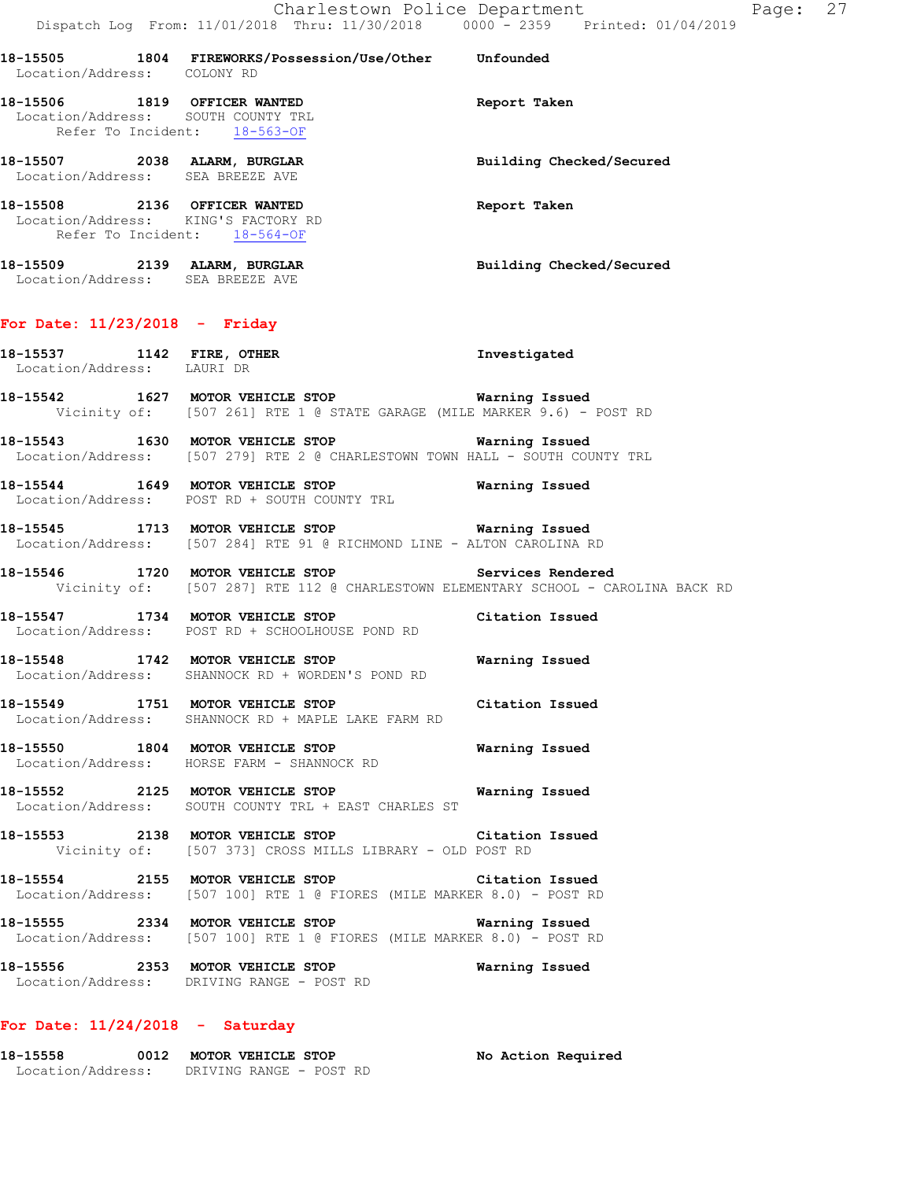**18-15505 1804 FIREWORKS/Possession/Use/Other Unfounded**
Location/Address: COLONY RD

**18-15506 1819 OFFICER WANTED Report Taken**
Location/Address: SOUTH COUNTY TRL
Refer To Incident: 18-563-OF

**18-15507 2038 ALARM, BURGLAR Building Checked/Secured**
Location/Address: SEA BREEZE AVE

**18-15508 2136 OFFICER WANTED Report Taken**
Location/Address: KING'S FACTORY RD
Refer To Incident: 18-564-OF

**18-15509 2139 ALARM, BURGLAR Building Checked/Secured**
Location/Address: SEA BREEZE AVE

## For Date: 11/23/2018 - Friday

**18-15537 1142 FIRE, OTHER Investigated**
Location/Address: LAURI DR

**18-15542 1627 MOTOR VEHICLE STOP Warning Issued**
Vicinity of: [507 261] RTE 1 @ STATE GARAGE (MILE MARKER 9.6) - POST RD

**18-15543 1630 MOTOR VEHICLE STOP Warning Issued**
Location/Address: [507 279] RTE 2 @ CHARLESTOWN TOWN HALL - SOUTH COUNTY TRL

**18-15544 1649 MOTOR VEHICLE STOP Warning Issued**
Location/Address: POST RD + SOUTH COUNTY TRL

**18-15545 1713 MOTOR VEHICLE STOP Warning Issued**
Location/Address: [507 284] RTE 91 @ RICHMOND LINE - ALTON CAROLINA RD

**18-15546 1720 MOTOR VEHICLE STOP Services Rendered**
Vicinity of: [507 287] RTE 112 @ CHARLESTOWN ELEMENTARY SCHOOL - CAROLINA BACK RD

**18-15547 1734 MOTOR VEHICLE STOP Citation Issued**
Location/Address: POST RD + SCHOOLHOUSE POND RD

**18-15548 1742 MOTOR VEHICLE STOP Warning Issued**
Location/Address: SHANNOCK RD + WORDEN'S POND RD

**18-15549 1751 MOTOR VEHICLE STOP Citation Issued**
Location/Address: SHANNOCK RD + MAPLE LAKE FARM RD

**18-15550 1804 MOTOR VEHICLE STOP Warning Issued**
Location/Address: HORSE FARM - SHANNOCK RD

**18-15552 2125 MOTOR VEHICLE STOP Warning Issued**
Location/Address: SOUTH COUNTY TRL + EAST CHARLES ST

**18-15553 2138 MOTOR VEHICLE STOP Citation Issued**
Vicinity of: [507 373] CROSS MILLS LIBRARY - OLD POST RD

**18-15554 2155 MOTOR VEHICLE STOP Citation Issued**
Location/Address: [507 100] RTE 1 @ FIORES (MILE MARKER 8.0) - POST RD

**18-15555 2334 MOTOR VEHICLE STOP Warning Issued**
Location/Address: [507 100] RTE 1 @ FIORES (MILE MARKER 8.0) - POST RD

**18-15556 2353 MOTOR VEHICLE STOP Warning Issued**
Location/Address: DRIVING RANGE - POST RD

## For Date: 11/24/2018 - Saturday

**18-15558 0012 MOTOR VEHICLE STOP No Action Required**
Location/Address: DRIVING RANGE - POST RD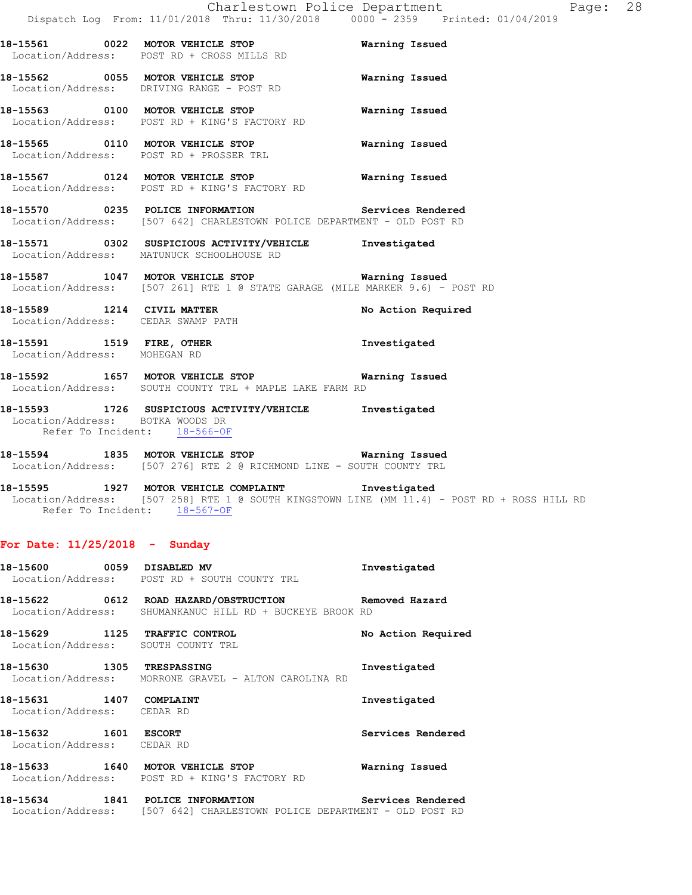**18-15561 0022 MOTOR VEHICLE STOP** Warning Issued
Location/Address: POST RD + CROSS MILLS RD

**18-15562 0055 MOTOR VEHICLE STOP** Warning Issued
Location/Address: DRIVING RANGE - POST RD

**18-15563 0100 MOTOR VEHICLE STOP** Warning Issued
Location/Address: POST RD + KING'S FACTORY RD

**18-15565 0110 MOTOR VEHICLE STOP** Warning Issued
Location/Address: POST RD + PROSSER TRL

**18-15567 0124 MOTOR VEHICLE STOP** Warning Issued
Location/Address: POST RD + KING'S FACTORY RD

**18-15570 0235 POLICE INFORMATION** Services Rendered
Location/Address: [507 642] CHARLESTOWN POLICE DEPARTMENT - OLD POST RD

**18-15571 0302 SUSPICIOUS ACTIVITY/VEHICLE** Investigated
Location/Address: MATUNUCK SCHOOLHOUSE RD

**18-15587 1047 MOTOR VEHICLE STOP** Warning Issued
Location/Address: [507 261] RTE 1 @ STATE GARAGE (MILE MARKER 9.6) - POST RD

**18-15589 1214 CIVIL MATTER** No Action Required
Location/Address: CEDAR SWAMP PATH

**18-15591 1519 FIRE, OTHER** Investigated
Location/Address: MOHEGAN RD

**18-15592 1657 MOTOR VEHICLE STOP** Warning Issued
Location/Address: SOUTH COUNTY TRL + MAPLE LAKE FARM RD

**18-15593 1726 SUSPICIOUS ACTIVITY/VEHICLE** Investigated
Location/Address: BOTKA WOODS DR
Refer To Incident: 18-566-OF

**18-15594 1835 MOTOR VEHICLE STOP** Warning Issued
Location/Address: [507 276] RTE 2 @ RICHMOND LINE - SOUTH COUNTY TRL

**18-15595 1927 MOTOR VEHICLE COMPLAINT** Investigated
Location/Address: [507 258] RTE 1 @ SOUTH KINGSTOWN LINE (MM 11.4) - POST RD + ROSS HILL RD
Refer To Incident: 18-567-OF

## For Date: 11/25/2018 - Sunday

**18-15600 0059 DISABLED MV** Investigated
Location/Address: POST RD + SOUTH COUNTY TRL

**18-15622 0612 ROAD HAZARD/OBSTRUCTION** Removed Hazard
Location/Address: SHUMANKANUC HILL RD + BUCKEYE BROOK RD

**18-15629 1125 TRAFFIC CONTROL** No Action Required
Location/Address: SOUTH COUNTY TRL

**18-15630 1305 TRESPASSING** Investigated
Location/Address: MORRONE GRAVEL - ALTON CAROLINA RD

**18-15631 1407 COMPLAINT** Investigated
Location/Address: CEDAR RD

**18-15632 1601 ESCORT** Services Rendered
Location/Address: CEDAR RD

**18-15633 1640 MOTOR VEHICLE STOP** Warning Issued
Location/Address: POST RD + KING'S FACTORY RD

**18-15634 1841 POLICE INFORMATION** Services Rendered
Location/Address: [507 642] CHARLESTOWN POLICE DEPARTMENT - OLD POST RD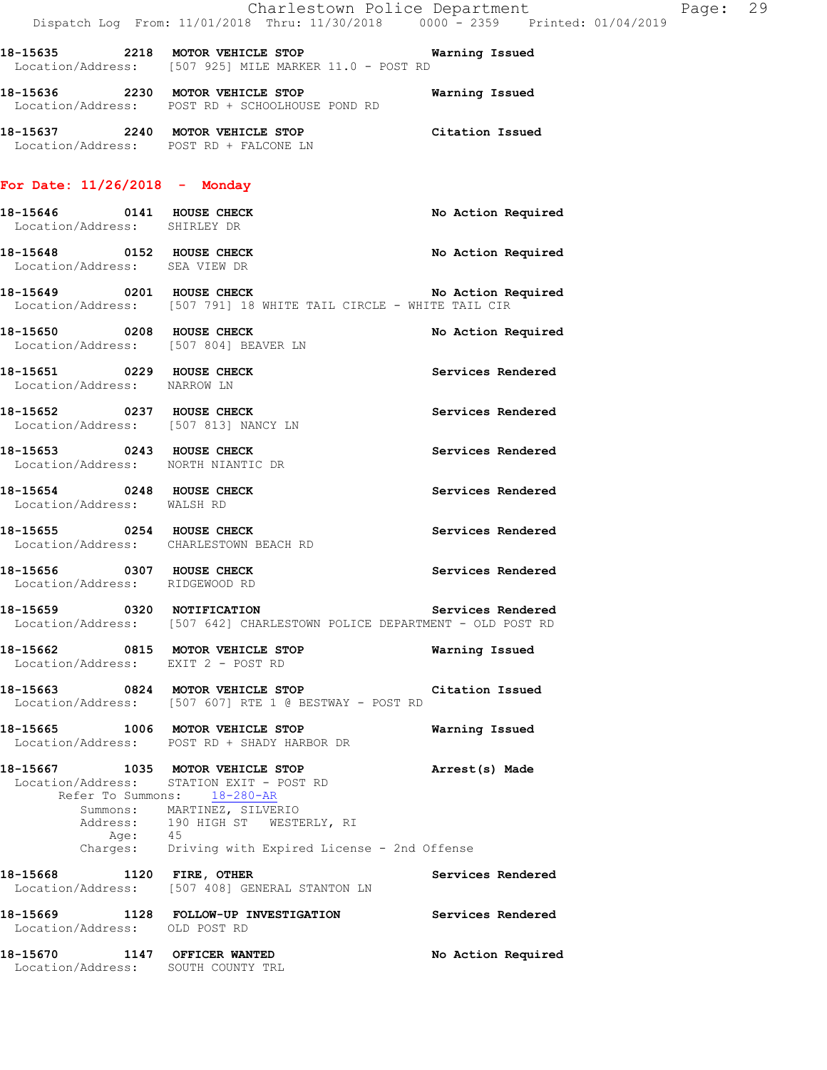18-15635 2218 MOTOR VEHICLE STOP Warning Issued
Location/Address: [507 925] MILE MARKER 11.0 - POST RD

18-15636 2230 MOTOR VEHICLE STOP Warning Issued
Location/Address: POST RD + SCHOOLHOUSE POND RD

18-15637 2240 MOTOR VEHICLE STOP Citation Issued
Location/Address: POST RD + FALCONE LN

## For Date: 11/26/2018 - Monday

18-15646 0141 HOUSE CHECK No Action Required
Location/Address: SHIRLEY DR

18-15648 0152 HOUSE CHECK No Action Required
Location/Address: SEA VIEW DR

18-15649 0201 HOUSE CHECK No Action Required
Location/Address: [507 791] 18 WHITE TAIL CIRCLE - WHITE TAIL CIR

18-15650 0208 HOUSE CHECK No Action Required
Location/Address: [507 804] BEAVER LN

18-15651 0229 HOUSE CHECK Services Rendered
Location/Address: NARROW LN

18-15652 0237 HOUSE CHECK Services Rendered
Location/Address: [507 813] NANCY LN

18-15653 0243 HOUSE CHECK Services Rendered
Location/Address: NORTH NIANTIC DR

18-15654 0248 HOUSE CHECK Services Rendered
Location/Address: WALSH RD

18-15655 0254 HOUSE CHECK Services Rendered
Location/Address: CHARLESTOWN BEACH RD

18-15656 0307 HOUSE CHECK Services Rendered
Location/Address: RIDGEWOOD RD

18-15659 0320 NOTIFICATION Services Rendered
Location/Address: [507 642] CHARLESTOWN POLICE DEPARTMENT - OLD POST RD

18-15662 0815 MOTOR VEHICLE STOP Warning Issued
Location/Address: EXIT 2 - POST RD

18-15663 0824 MOTOR VEHICLE STOP Citation Issued
Location/Address: [507 607] RTE 1 @ BESTWAY - POST RD

18-15665 1006 MOTOR VEHICLE STOP Warning Issued
Location/Address: POST RD + SHADY HARBOR DR

18-15667 1035 MOTOR VEHICLE STOP Arrest(s) Made
Location/Address: STATION EXIT - POST RD
Refer To Summons: 18-280-AR
Summons: MARTINEZ, SILVERIO
Address: 190 HIGH ST WESTERLY, RI
Age: 45
Charges: Driving with Expired License - 2nd Offense

18-15668 1120 FIRE, OTHER Services Rendered
Location/Address: [507 408] GENERAL STANTON LN

18-15669 1128 FOLLOW-UP INVESTIGATION Services Rendered
Location/Address: OLD POST RD

18-15670 1147 OFFICER WANTED No Action Required
Location/Address: SOUTH COUNTY TRL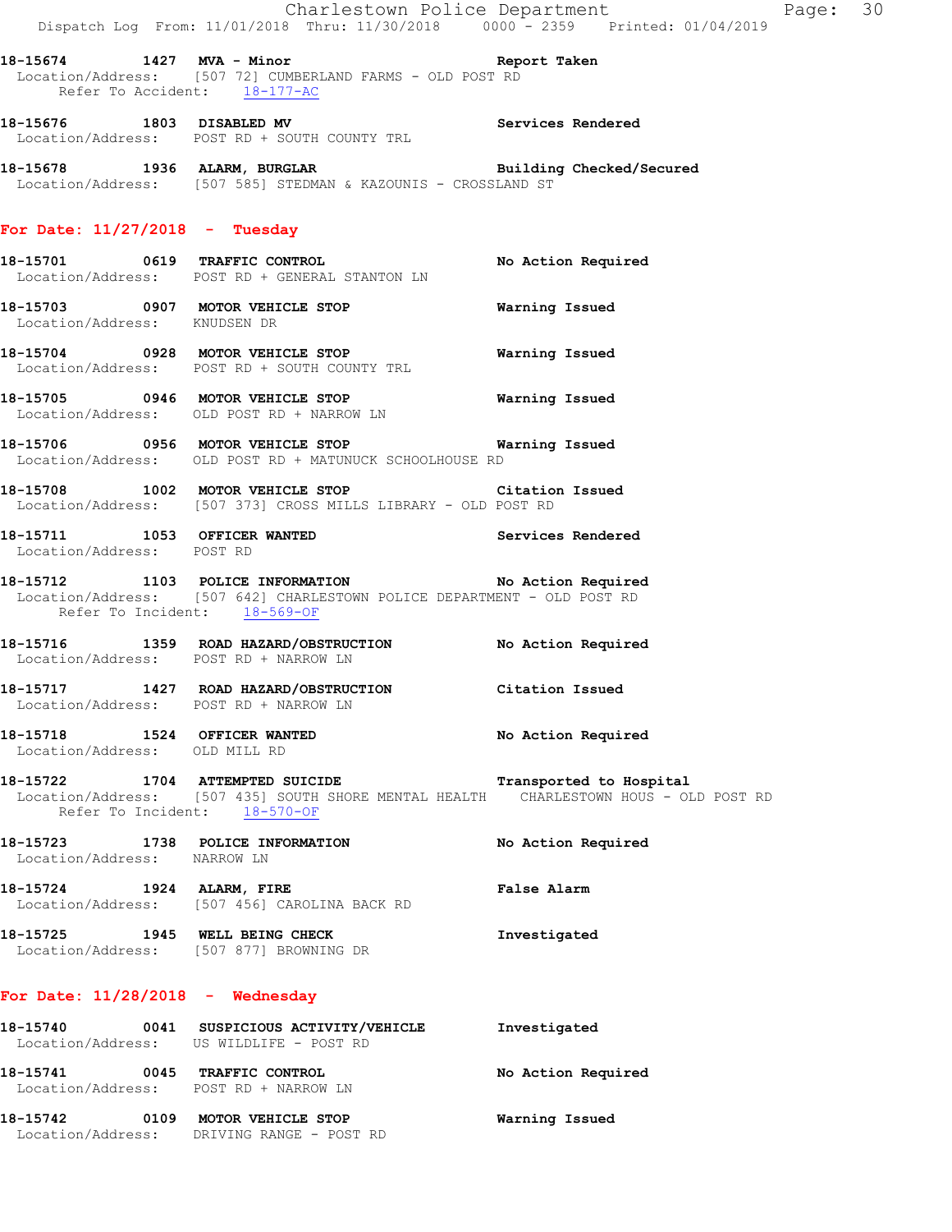18-15674 1427 MVA - Minor Report Taken
Location/Address: [507 72] CUMBERLAND FARMS - OLD POST RD
Refer To Accident: 18-177-AC

18-15676 1803 DISABLED MV Services Rendered
Location/Address: POST RD + SOUTH COUNTY TRL

18-15678 1936 ALARM, BURGLAR Building Checked/Secured
Location/Address: [507 585] STEDMAN & KAZOUNIS - CROSSLAND ST

## For Date: 11/27/2018 - Tuesday

18-15701 0619 TRAFFIC CONTROL No Action Required
Location/Address: POST RD + GENERAL STANTON LN

18-15703 0907 MOTOR VEHICLE STOP Warning Issued
Location/Address: KNUDSEN DR

18-15704 0928 MOTOR VEHICLE STOP Warning Issued
Location/Address: POST RD + SOUTH COUNTY TRL

18-15705 0946 MOTOR VEHICLE STOP Warning Issued
Location/Address: OLD POST RD + NARROW LN

18-15706 0956 MOTOR VEHICLE STOP Warning Issued
Location/Address: OLD POST RD + MATUNUCK SCHOOLHOUSE RD

18-15708 1002 MOTOR VEHICLE STOP Citation Issued
Location/Address: [507 373] CROSS MILLS LIBRARY - OLD POST RD

18-15711 1053 OFFICER WANTED Services Rendered
Location/Address: POST RD

18-15712 1103 POLICE INFORMATION No Action Required
Location/Address: [507 642] CHARLESTOWN POLICE DEPARTMENT - OLD POST RD
Refer To Incident: 18-569-OF

18-15716 1359 ROAD HAZARD/OBSTRUCTION No Action Required
Location/Address: POST RD + NARROW LN

18-15717 1427 ROAD HAZARD/OBSTRUCTION Citation Issued
Location/Address: POST RD + NARROW LN

18-15718 1524 OFFICER WANTED No Action Required
Location/Address: OLD MILL RD

18-15722 1704 ATTEMPTED SUICIDE Transported to Hospital
Location/Address: [507 435] SOUTH SHORE MENTAL HEALTH CHARLESTOWN HOUS - OLD POST RD
Refer To Incident: 18-570-OF

18-15723 1738 POLICE INFORMATION No Action Required
Location/Address: NARROW LN

18-15724 1924 ALARM, FIRE False Alarm
Location/Address: [507 456] CAROLINA BACK RD

18-15725 1945 WELL BEING CHECK Investigated
Location/Address: [507 877] BROWNING DR

## For Date: 11/28/2018 - Wednesday

18-15740 0041 SUSPICIOUS ACTIVITY/VEHICLE Investigated
Location/Address: US WILDLIFE - POST RD

18-15741 0045 TRAFFIC CONTROL No Action Required
Location/Address: POST RD + NARROW LN

18-15742 0109 MOTOR VEHICLE STOP Warning Issued
Location/Address: DRIVING RANGE - POST RD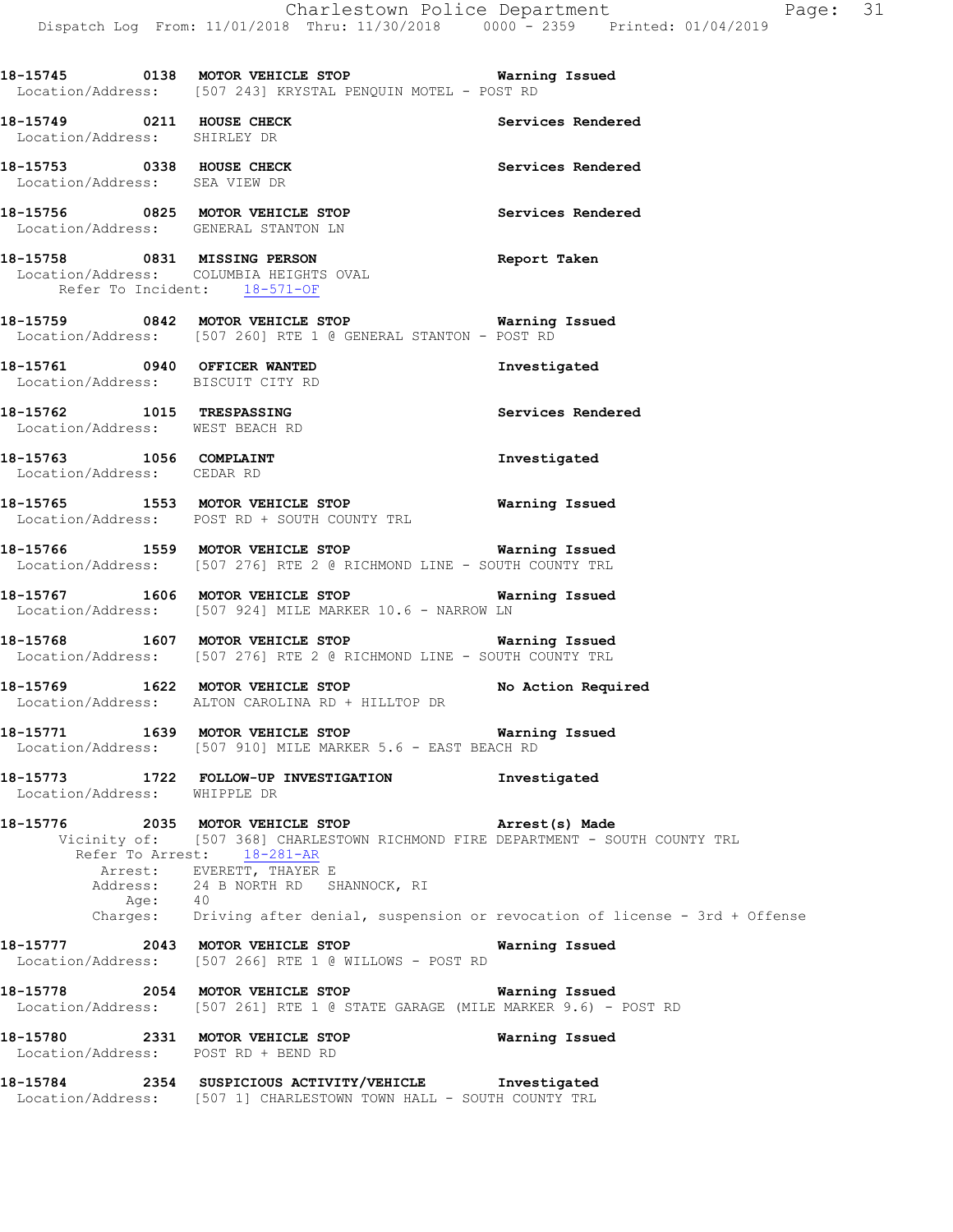**18-15745 0138 MOTOR VEHICLE STOP** **Warning Issued**
Location/Address: [507 243] KRYSTAL PENQUIN MOTEL - POST RD

**18-15749 0211 HOUSE CHECK** **Services Rendered**
Location/Address: SHIRLEY DR

**18-15753 0338 HOUSE CHECK** **Services Rendered**
Location/Address: SEA VIEW DR

**18-15756 0825 MOTOR VEHICLE STOP** **Services Rendered**
Location/Address: GENERAL STANTON LN

**18-15758 0831 MISSING PERSON** **Report Taken**
Location/Address: COLUMBIA HEIGHTS OVAL
Refer To Incident: 18-571-OF

**18-15759 0842 MOTOR VEHICLE STOP** **Warning Issued**
Location/Address: [507 260] RTE 1 @ GENERAL STANTON - POST RD

**18-15761 0940 OFFICER WANTED** **Investigated**
Location/Address: BISCUIT CITY RD

**18-15762 1015 TRESPASSING** **Services Rendered**
Location/Address: WEST BEACH RD

**18-15763 1056 COMPLAINT** **Investigated**
Location/Address: CEDAR RD

**18-15765 1553 MOTOR VEHICLE STOP** **Warning Issued**
Location/Address: POST RD + SOUTH COUNTY TRL

**18-15766 1559 MOTOR VEHICLE STOP** **Warning Issued**
Location/Address: [507 276] RTE 2 @ RICHMOND LINE - SOUTH COUNTY TRL

**18-15767 1606 MOTOR VEHICLE STOP** **Warning Issued**
Location/Address: [507 924] MILE MARKER 10.6 - NARROW LN

**18-15768 1607 MOTOR VEHICLE STOP** **Warning Issued**
Location/Address: [507 276] RTE 2 @ RICHMOND LINE - SOUTH COUNTY TRL

**18-15769 1622 MOTOR VEHICLE STOP** **No Action Required**
Location/Address: ALTON CAROLINA RD + HILLTOP DR

**18-15771 1639 MOTOR VEHICLE STOP** **Warning Issued**
Location/Address: [507 910] MILE MARKER 5.6 - EAST BEACH RD

**18-15773 1722 FOLLOW-UP INVESTIGATION** **Investigated**
Location/Address: WHIPPLE DR

**18-15776 2035 MOTOR VEHICLE STOP** **Arrest(s) Made**
Vicinity of: [507 368] CHARLESTOWN RICHMOND FIRE DEPARTMENT - SOUTH COUNTY TRL
Refer To Arrest: 18-281-AR
Arrest: EVERETT, THAYER E
Address: 24 B NORTH RD SHANNOCK, RI
Age: 40
Charges: Driving after denial, suspension or revocation of license - 3rd + Offense

**18-15777 2043 MOTOR VEHICLE STOP** **Warning Issued**
Location/Address: [507 266] RTE 1 @ WILLOWS - POST RD

**18-15778 2054 MOTOR VEHICLE STOP** **Warning Issued**
Location/Address: [507 261] RTE 1 @ STATE GARAGE (MILE MARKER 9.6) - POST RD

**18-15780 2331 MOTOR VEHICLE STOP** **Warning Issued**
Location/Address: POST RD + BEND RD

**18-15784 2354 SUSPICIOUS ACTIVITY/VEHICLE** **Investigated**
Location/Address: [507 1] CHARLESTOWN TOWN HALL - SOUTH COUNTY TRL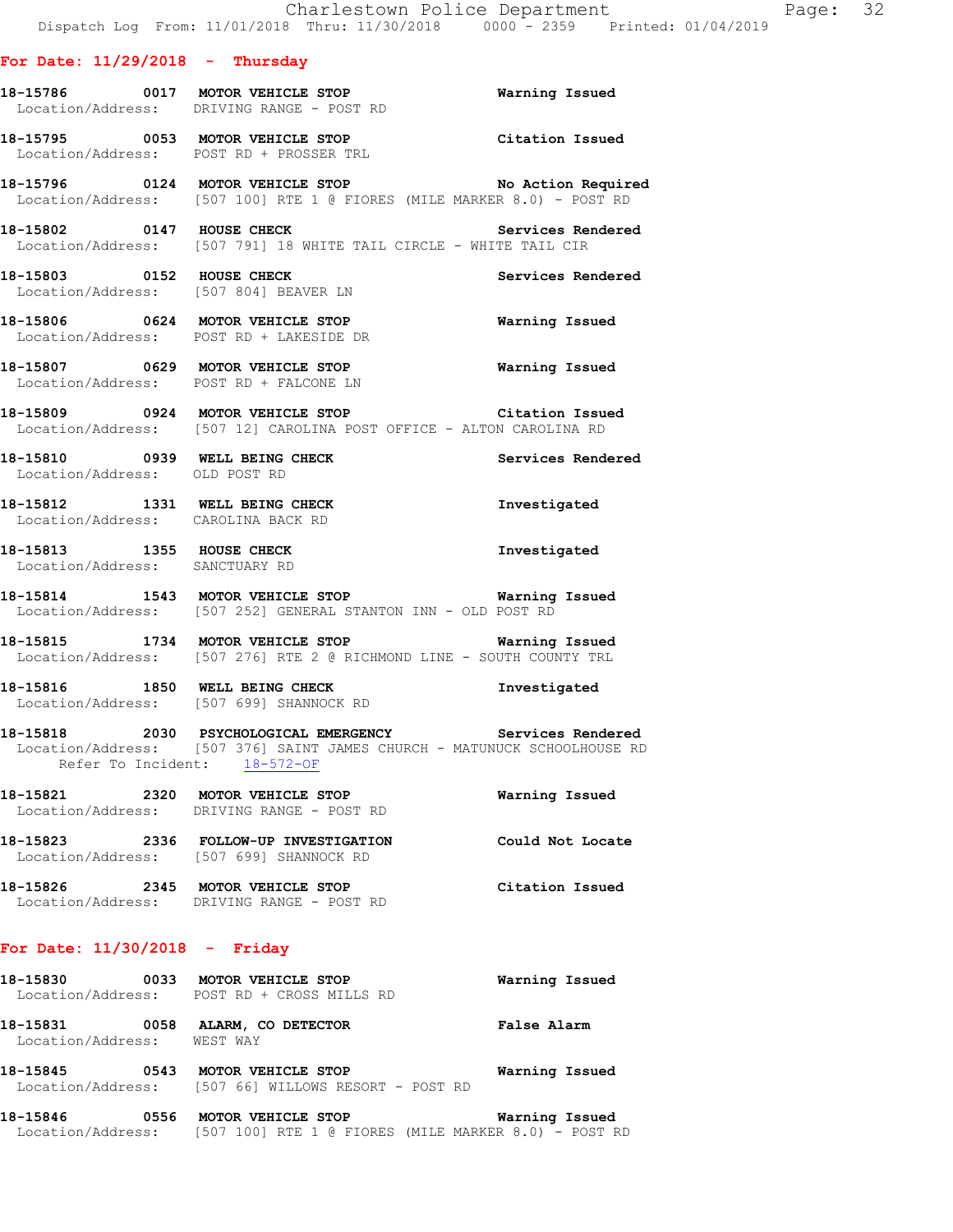## For Date: 11/29/2018 - Thursday

**18-15786 0017 MOTOR VEHICLE STOP** Warning Issued
Location/Address: DRIVING RANGE - POST RD

**18-15795 0053 MOTOR VEHICLE STOP** Citation Issued
Location/Address: POST RD + PROSSER TRL

**18-15796 0124 MOTOR VEHICLE STOP** No Action Required
Location/Address: [507 100] RTE 1 @ FIORES (MILE MARKER 8.0) - POST RD

**18-15802 0147 HOUSE CHECK** Services Rendered
Location/Address: [507 791] 18 WHITE TAIL CIRCLE - WHITE TAIL CIR

**18-15803 0152 HOUSE CHECK** Services Rendered
Location/Address: [507 804] BEAVER LN

**18-15806 0624 MOTOR VEHICLE STOP** Warning Issued
Location/Address: POST RD + LAKESIDE DR

**18-15807 0629 MOTOR VEHICLE STOP** Warning Issued
Location/Address: POST RD + FALCONE LN

**18-15809 0924 MOTOR VEHICLE STOP** Citation Issued
Location/Address: [507 12] CAROLINA POST OFFICE - ALTON CAROLINA RD

**18-15810 0939 WELL BEING CHECK** Services Rendered
Location/Address: OLD POST RD

**18-15812 1331 WELL BEING CHECK** Investigated
Location/Address: CAROLINA BACK RD

**18-15813 1355 HOUSE CHECK** Investigated
Location/Address: SANCTUARY RD

**18-15814 1543 MOTOR VEHICLE STOP** Warning Issued
Location/Address: [507 252] GENERAL STANTON INN - OLD POST RD

**18-15815 1734 MOTOR VEHICLE STOP** Warning Issued
Location/Address: [507 276] RTE 2 @ RICHMOND LINE - SOUTH COUNTY TRL

**18-15816 1850 WELL BEING CHECK** Investigated
Location/Address: [507 699] SHANNOCK RD

**18-15818 2030 PSYCHOLOGICAL EMERGENCY** Services Rendered
Location/Address: [507 376] SAINT JAMES CHURCH - MATUNUCK SCHOOLHOUSE RD
Refer To Incident: 18-572-OF

**18-15821 2320 MOTOR VEHICLE STOP** Warning Issued
Location/Address: DRIVING RANGE - POST RD

**18-15823 2336 FOLLOW-UP INVESTIGATION** Could Not Locate
Location/Address: [507 699] SHANNOCK RD

**18-15826 2345 MOTOR VEHICLE STOP** Citation Issued
Location/Address: DRIVING RANGE - POST RD

## For Date: 11/30/2018 - Friday

**18-15830 0033 MOTOR VEHICLE STOP** Warning Issued
Location/Address: POST RD + CROSS MILLS RD

**18-15831 0058 ALARM, CO DETECTOR** False Alarm
Location/Address: WEST WAY

**18-15845 0543 MOTOR VEHICLE STOP** Warning Issued
Location/Address: [507 66] WILLOWS RESORT - POST RD

**18-15846 0556 MOTOR VEHICLE STOP** Warning Issued
Location/Address: [507 100] RTE 1 @ FIORES (MILE MARKER 8.0) - POST RD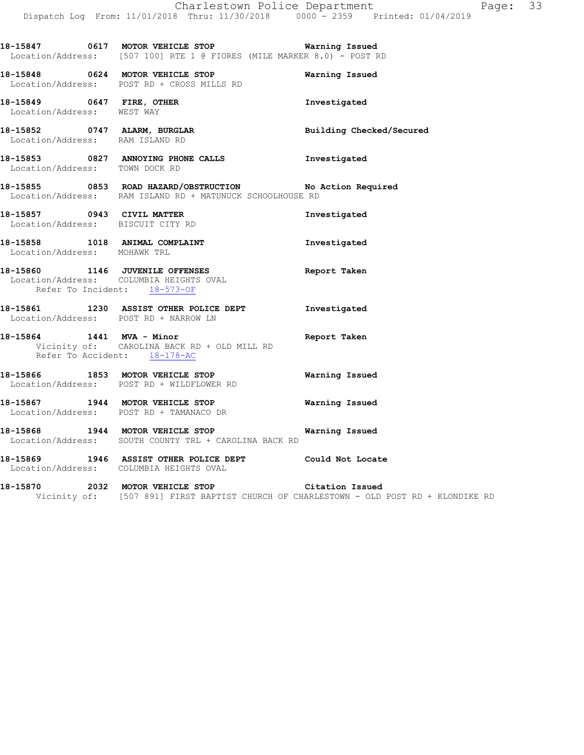**18-15847 0617 MOTOR VEHICLE STOP Warning Issued**
Location/Address: [507 100] RTE 1 @ FIORES (MILE MARKER 8.0) - POST RD

**18-15848 0624 MOTOR VEHICLE STOP Warning Issued**
Location/Address: POST RD + CROSS MILLS RD

**18-15849 0647 FIRE, OTHER Investigated**
Location/Address: WEST WAY

**18-15852 0747 ALARM, BURGLAR Building Checked/Secured**
Location/Address: RAM ISLAND RD

**18-15853 0827 ANNOYING PHONE CALLS Investigated**
Location/Address: TOWN DOCK RD

**18-15855 0853 ROAD HAZARD/OBSTRUCTION No Action Required**
Location/Address: RAM ISLAND RD + MATUNUCK SCHOOLHOUSE RD

**18-15857 0943 CIVIL MATTER Investigated**
Location/Address: BISCUIT CITY RD

**18-15858 1018 ANIMAL COMPLAINT Investigated**
Location/Address: MOHAWK TRL

**18-15860 1146 JUVENILE OFFENSES Report Taken**
Location/Address: COLUMBIA HEIGHTS OVAL
Refer To Incident: 18-573-OF

**18-15861 1230 ASSIST OTHER POLICE DEPT Investigated**
Location/Address: POST RD + NARROW LN

**18-15864 1441 MVA - Minor Report Taken**
Vicinity of: CAROLINA BACK RD + OLD MILL RD
Refer To Accident: 18-178-AC

**18-15866 1853 MOTOR VEHICLE STOP Warning Issued**
Location/Address: POST RD + WILDFLOWER RD

**18-15867 1944 MOTOR VEHICLE STOP Warning Issued**
Location/Address: POST RD + TAMANACO DR

**18-15868 1944 MOTOR VEHICLE STOP Warning Issued**
Location/Address: SOUTH COUNTY TRL + CAROLINA BACK RD

**18-15869 1946 ASSIST OTHER POLICE DEPT Could Not Locate**
Location/Address: COLUMBIA HEIGHTS OVAL

**18-15870 2032 MOTOR VEHICLE STOP Citation Issued**
Vicinity of: [507 891] FIRST BAPTIST CHURCH OF CHARLESTOWN - OLD POST RD + KLONDIKE RD